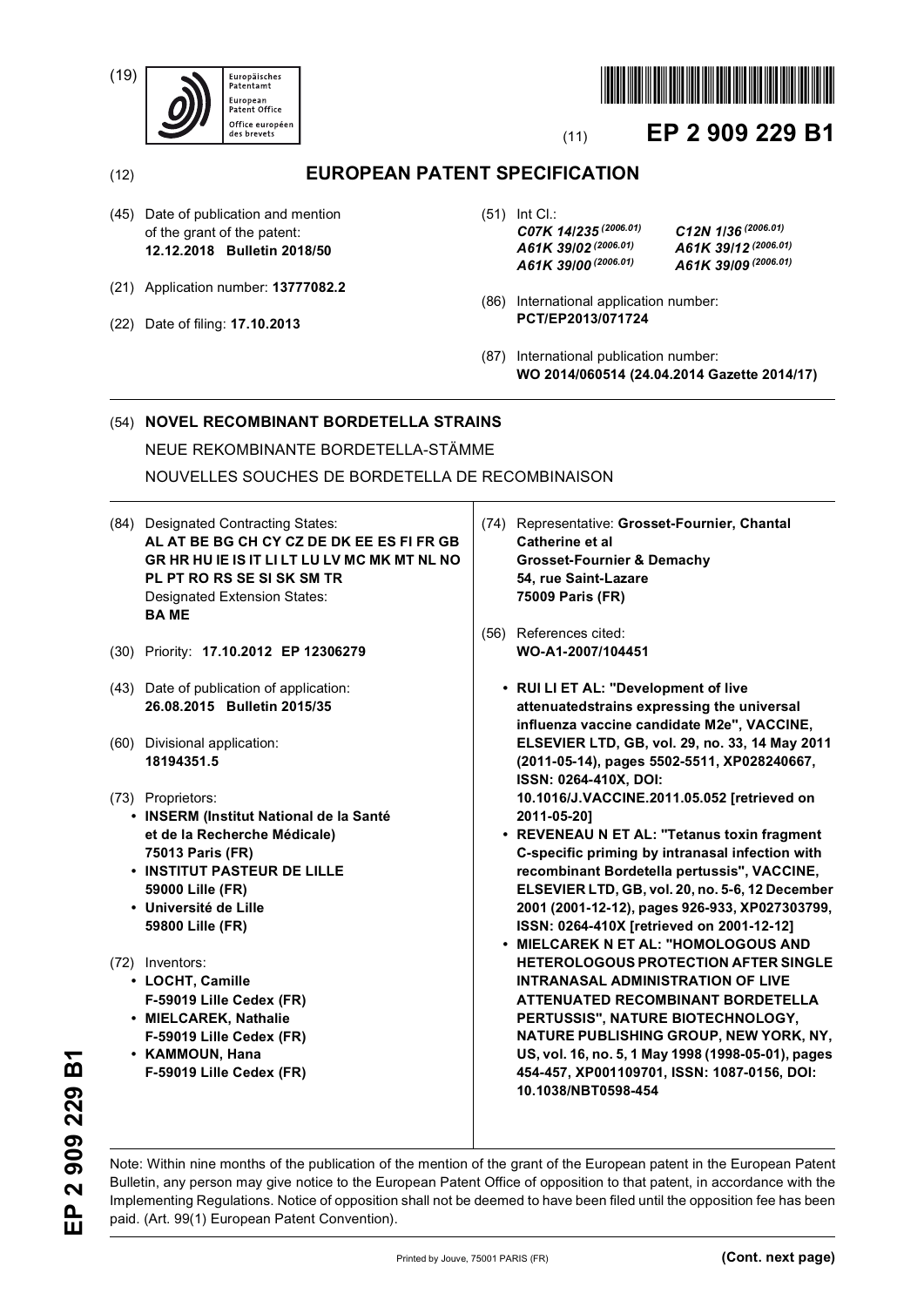(19) Europäisches Patentamt
European Patent Office
Office européen des brevets

(11) **EP 2 909 229 B1**

(12) **EUROPEAN PATENT SPECIFICATION**

(45) Date of publication and mention of the grant of the patent:
**12.12.2018 Bulletin 2018/50**

(21) Application number: **13777082.2**

(22) Date of filing: **17.10.2013**

(51) Int Cl.:
***C07K 14/235*** *(2006.01)* ***C12N 1/36*** *(2006.01)*
***A61K 39/02*** *(2006.01)* ***A61K 39/12*** *(2006.01)*
***A61K 39/00*** *(2006.01)* ***A61K 39/09*** *(2006.01)*

(86) International application number:
**PCT/EP2013/071724**

(87) International publication number:
**WO 2014/060514 (24.04.2014 Gazette 2014/17)**

(54) **NOVEL RECOMBINANT BORDETELLA STRAINS**

NEUE REKOMBINANTE BORDETELLA-STÄMME

NOUVELLES SOUCHES DE BORDETELLA DE RECOMBINAISON

(84) Designated Contracting States:
**AL AT BE BG CH CY CZ DE DK EE ES FI FR GB GR HR HU IE IS IT LI LT LU LV MC MK MT NL NO PL PT RO RS SE SI SK SM TR**
Designated Extension States:
**BA ME**

(30) Priority: **17.10.2012 EP 12306279**

(43) Date of publication of application:
**26.08.2015 Bulletin 2015/35**

(60) Divisional application:
**18194351.5**

(73) Proprietors:
- **INSERM (Institut National de la Santé et de la Recherche Médicale) 75013 Paris (FR)**
- **INSTITUT PASTEUR DE LILLE 59000 Lille (FR)**
- **Université de Lille 59800 Lille (FR)**

(72) Inventors:
- **LOCHT, Camille F-59019 Lille Cedex (FR)**
- **MIELCAREK, Nathalie F-59019 Lille Cedex (FR)**
- **KAMMOUN, Hana F-59019 Lille Cedex (FR)**

(74) Representative: **Grosset-Fournier, Chantal Catherine et al**
**Grosset-Fournier & Demachy**
**54, rue Saint-Lazare**
**75009 Paris (FR)**

(56) References cited:
**WO-A1-2007/104451**

- **RUI LI ET AL: "Development of live attenuatedstrains expressing the universal influenza vaccine candidate M2e", VACCINE, ELSEVIER LTD, GB, vol. 29, no. 33, 14 May 2011 (2011-05-14), pages 5502-5511, XP028240667, ISSN: 0264-410X, DOI: 10.1016/J.VACCINE.2011.05.052 [retrieved on 2011-05-20]**
- **REVENEAU N ET AL: "Tetanus toxin fragment C-specific priming by intranasal infection with recombinant Bordetella pertussis", VACCINE, ELSEVIER LTD, GB, vol. 20, no. 5-6, 12 December 2001 (2001-12-12), pages 926-933, XP027303799, ISSN: 0264-410X [retrieved on 2001-12-12]**
- **MIELCAREK N ET AL: "HOMOLOGOUS AND HETEROLOGOUS PROTECTION AFTER SINGLE INTRANASAL ADMINISTRATION OF LIVE ATTENUATED RECOMBINANT BORDETELLA PERTUSSIS", NATURE BIOTECHNOLOGY, NATURE PUBLISHING GROUP, NEW YORK, NY, US, vol. 16, no. 5, 1 May 1998 (1998-05-01), pages 454-457, XP001109701, ISSN: 1087-0156, DOI: 10.1038/NBT0598-454**

Note: Within nine months of the publication of the mention of the grant of the European patent in the European Patent Bulletin, any person may give notice to the European Patent Office of opposition to that patent, in accordance with the Implementing Regulations. Notice of opposition shall not be deemed to have been filed until the opposition fee has been paid. (Art. 99(1) European Patent Convention).

Printed by Jouve, 75001 PARIS (FR)

**(Cont. next page)**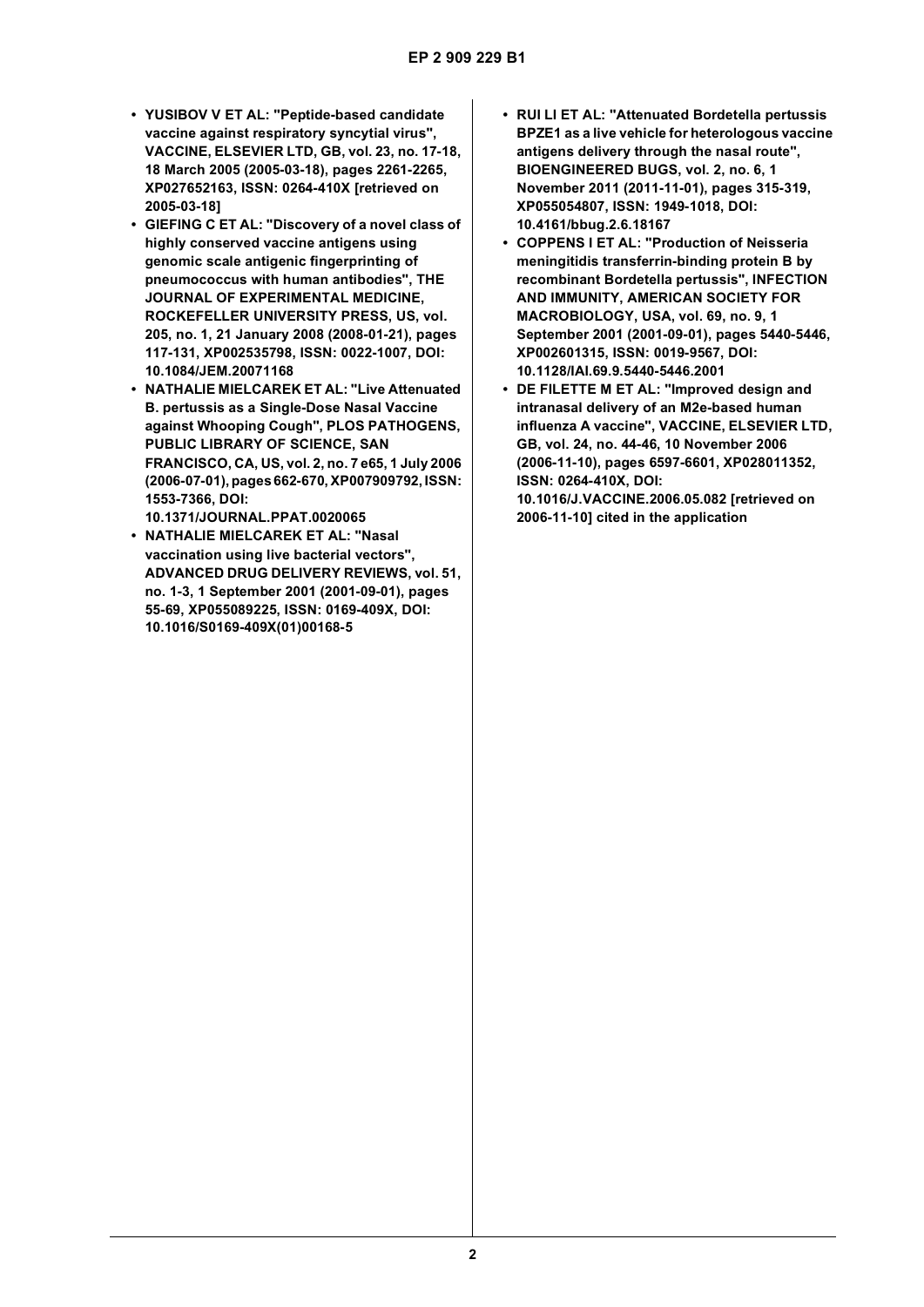- **YUSIBOV V ET AL: "Peptide-based candidate vaccine against respiratory syncytial virus", VACCINE, ELSEVIER LTD, GB, vol. 23, no. 17-18, 18 March 2005 (2005-03-18), pages 2261-2265, XP027652163, ISSN: 0264-410X [retrieved on 2005-03-18]**
- **GIEFING C ET AL: "Discovery of a novel class of highly conserved vaccine antigens using genomic scale antigenic fingerprinting of pneumococcus with human antibodies", THE JOURNAL OF EXPERIMENTAL MEDICINE, ROCKEFELLER UNIVERSITY PRESS, US, vol. 205, no. 1, 21 January 2008 (2008-01-21), pages 117-131, XP002535798, ISSN: 0022-1007, DOI: 10.1084/JEM.20071168**
- **NATHALIE MIELCAREK ET AL: "Live Attenuated B. pertussis as a Single-Dose Nasal Vaccine against Whooping Cough", PLOS PATHOGENS, PUBLIC LIBRARY OF SCIENCE, SAN FRANCISCO, CA, US, vol. 2, no. 7 e65, 1 July 2006 (2006-07-01), pages 662-670, XP007909792, ISSN: 1553-7366, DOI: 10.1371/JOURNAL.PPAT.0020065**
- **NATHALIE MIELCAREK ET AL: "Nasal vaccination using live bacterial vectors", ADVANCED DRUG DELIVERY REVIEWS, vol. 51, no. 1-3, 1 September 2001 (2001-09-01), pages 55-69, XP055089225, ISSN: 0169-409X, DOI: 10.1016/S0169-409X(01)00168-5**
- **RUI LI ET AL: "Attenuated Bordetella pertussis BPZE1 as a live vehicle for heterologous vaccine antigens delivery through the nasal route", BIOENGINEERED BUGS, vol. 2, no. 6, 1 November 2011 (2011-11-01), pages 315-319, XP055054807, ISSN: 1949-1018, DOI: 10.4161/bbug.2.6.18167**
- **COPPENS I ET AL: "Production of Neisseria meningitidis transferrin-binding protein B by recombinant Bordetella pertussis", INFECTION AND IMMUNITY, AMERICAN SOCIETY FOR MACROBIOLOGY, USA, vol. 69, no. 9, 1 September 2001 (2001-09-01), pages 5440-5446, XP002601315, ISSN: 0019-9567, DOI: 10.1128/IAI.69.9.5440-5446.2001**
- **DE FILETTE M ET AL: "Improved design and intranasal delivery of an M2e-based human influenza A vaccine", VACCINE, ELSEVIER LTD, GB, vol. 24, no. 44-46, 10 November 2006 (2006-11-10), pages 6597-6601, XP028011352, ISSN: 0264-410X, DOI: 10.1016/J.VACCINE.2006.05.082 [retrieved on 2006-11-10] cited in the application**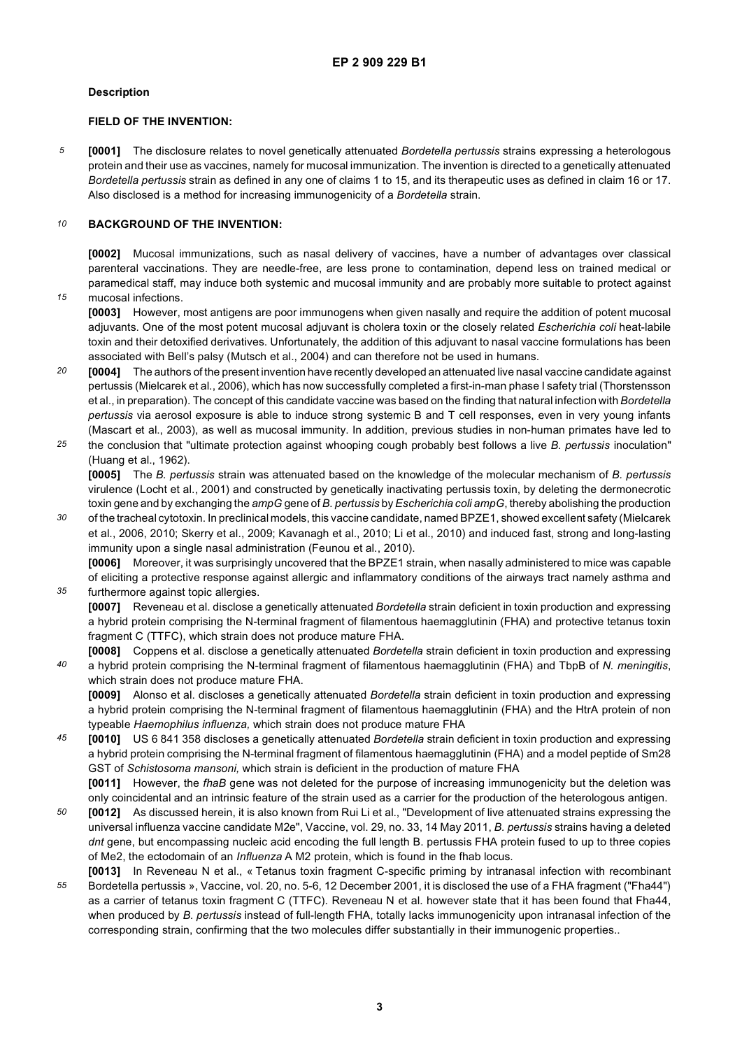## Description

### FIELD OF THE INVENTION:

**[0001]** The disclosure relates to novel genetically attenuated *Bordetella pertussis* strains expressing a heterologous protein and their use as vaccines, namely for mucosal immunization. The invention is directed to a genetically attenuated *Bordetella pertussis* strain as defined in any one of claims 1 to 15, and its therapeutic uses as defined in claim 16 or 17. Also disclosed is a method for increasing immunogenicity of a *Bordetella* strain.

### BACKGROUND OF THE INVENTION:

**[0002]** Mucosal immunizations, such as nasal delivery of vaccines, have a number of advantages over classical parenteral vaccinations. They are needle-free, are less prone to contamination, depend less on trained medical or paramedical staff, may induce both systemic and mucosal immunity and are probably more suitable to protect against mucosal infections.

**[0003]** However, most antigens are poor immunogens when given nasally and require the addition of potent mucosal adjuvants. One of the most potent mucosal adjuvant is cholera toxin or the closely related *Escherichia coli* heat-labile toxin and their detoxified derivatives. Unfortunately, the addition of this adjuvant to nasal vaccine formulations has been associated with Bell's palsy (Mutsch et al., 2004) and can therefore not be used in humans.

**[0004]** The authors of the present invention have recently developed an attenuated live nasal vaccine candidate against pertussis (Mielcarek et al., 2006), which has now successfully completed a first-in-man phase I safety trial (Thorstensson et al., in preparation). The concept of this candidate vaccine was based on the finding that natural infection with *Bordetella pertussis* via aerosol exposure is able to induce strong systemic B and T cell responses, even in very young infants (Mascart et al., 2003), as well as mucosal immunity. In addition, previous studies in non-human primates have led to the conclusion that "ultimate protection against whooping cough probably best follows a live *B. pertussis* inoculation" (Huang et al., 1962).

**[0005]** The *B. pertussis* strain was attenuated based on the knowledge of the molecular mechanism of *B. pertussis* virulence (Locht et al., 2001) and constructed by genetically inactivating pertussis toxin, by deleting the dermonecrotic toxin gene and by exchanging the *ampG* gene of *B. pertussis* by *Escherichia coli ampG*, thereby abolishing the production of the tracheal cytotoxin. In preclinical models, this vaccine candidate, named BPZE1, showed excellent safety (Mielcarek et al., 2006, 2010; Skerry et al., 2009; Kavanagh et al., 2010; Li et al., 2010) and induced fast, strong and long-lasting immunity upon a single nasal administration (Feunou et al., 2010).

**[0006]** Moreover, it was surprisingly uncovered that the BPZE1 strain, when nasally administered to mice was capable of eliciting a protective response against allergic and inflammatory conditions of the airways tract namely asthma and furthermore against topic allergies.

**[0007]** Reveneau et al. disclose a genetically attenuated *Bordetella* strain deficient in toxin production and expressing a hybrid protein comprising the N-terminal fragment of filamentous haemagglutinin (FHA) and protective tetanus toxin fragment C (TTFC), which strain does not produce mature FHA.

**[0008]** Coppens et al. disclose a genetically attenuated *Bordetella* strain deficient in toxin production and expressing a hybrid protein comprising the N-terminal fragment of filamentous haemagglutinin (FHA) and TbpB of *N. meningitis*, which strain does not produce mature FHA.

**[0009]** Alonso et al. discloses a genetically attenuated *Bordetella* strain deficient in toxin production and expressing a hybrid protein comprising the N-terminal fragment of filamentous haemagglutinin (FHA) and the HtrA protein of non typeable *Haemophilus influenza,* which strain does not produce mature FHA

**[0010]** US 6 841 358 discloses a genetically attenuated *Bordetella* strain deficient in toxin production and expressing a hybrid protein comprising the N-terminal fragment of filamentous haemagglutinin (FHA) and a model peptide of Sm28 GST of *Schistosoma mansoni,* which strain is deficient in the production of mature FHA

**[0011]** However, the *fhaB* gene was not deleted for the purpose of increasing immunogenicity but the deletion was only coincidental and an intrinsic feature of the strain used as a carrier for the production of the heterologous antigen.

**[0012]** As discussed herein, it is also known from Rui Li et al., "Development of live attenuated strains expressing the universal influenza vaccine candidate M2e", Vaccine, vol. 29, no. 33, 14 May 2011, *B. pertussis* strains having a deleted *dnt* gene, but encompassing nucleic acid encoding the full length B. pertussis FHA protein fused to up to three copies of Me2, the ectodomain of an *Influenza* A M2 protein, which is found in the fhab locus.

**[0013]** In Reveneau N et al., « Tetanus toxin fragment C-specific priming by intranasal infection with recombinant Bordetella pertussis », Vaccine, vol. 20, no. 5-6, 12 December 2001, it is disclosed the use of a FHA fragment ("Fha44") as a carrier of tetanus toxin fragment C (TTFC). Reveneau N et al. however state that it has been found that Fha44, when produced by *B. pertussis* instead of full-length FHA, totally lacks immunogenicity upon intranasal infection of the corresponding strain, confirming that the two molecules differ substantially in their immunogenic properties..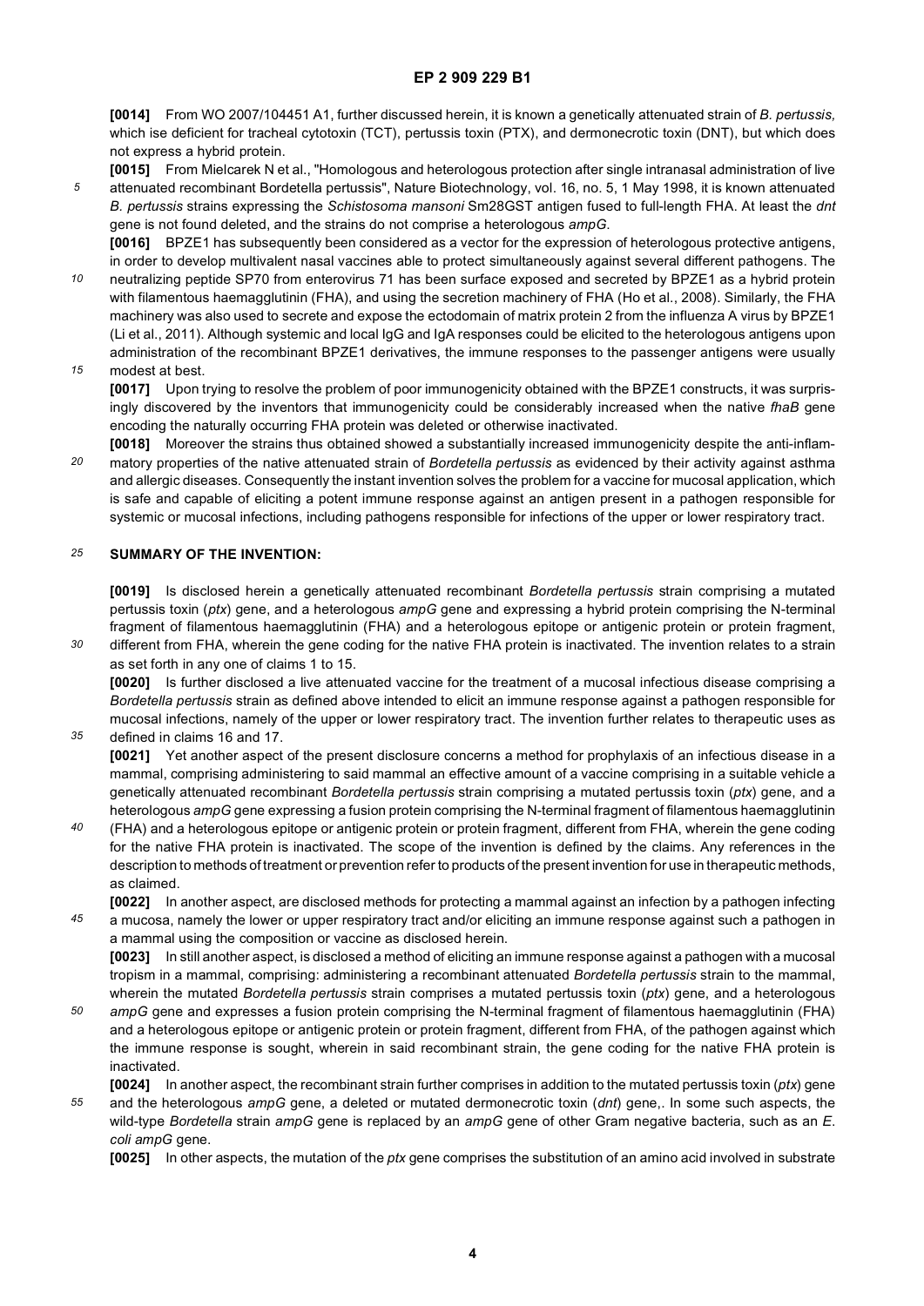**[0014]** From WO 2007/104451 A1, further discussed herein, it is known a genetically attenuated strain of *B. pertussis,* which ise deficient for tracheal cytotoxin (TCT), pertussis toxin (PTX), and dermonecrotic toxin (DNT), but which does not express a hybrid protein.

**[0015]** From Mielcarek N et al., "Homologous and heterologous protection after single intranasal administration of live attenuated recombinant Bordetella pertussis", Nature Biotechnology, vol. 16, no. 5, 1 May 1998, it is known attenuated *B. pertussis* strains expressing the *Schistosoma mansoni* Sm28GST antigen fused to full-length FHA. At least the *dnt* gene is not found deleted, and the strains do not comprise a heterologous *ampG*.

**[0016]** BPZE1 has subsequently been considered as a vector for the expression of heterologous protective antigens, in order to develop multivalent nasal vaccines able to protect simultaneously against several different pathogens. The neutralizing peptide SP70 from enterovirus 71 has been surface exposed and secreted by BPZE1 as a hybrid protein with filamentous haemagglutinin (FHA), and using the secretion machinery of FHA (Ho et al., 2008). Similarly, the FHA machinery was also used to secrete and expose the ectodomain of matrix protein 2 from the influenza A virus by BPZE1 (Li et al., 2011). Although systemic and local IgG and IgA responses could be elicited to the heterologous antigens upon administration of the recombinant BPZE1 derivatives, the immune responses to the passenger antigens were usually modest at best.

**[0017]** Upon trying to resolve the problem of poor immunogenicity obtained with the BPZE1 constructs, it was surprisingly discovered by the inventors that immunogenicity could be considerably increased when the native *fhaB* gene encoding the naturally occurring FHA protein was deleted or otherwise inactivated.

**[0018]** Moreover the strains thus obtained showed a substantially increased immunogenicity despite the anti-inflammatory properties of the native attenuated strain of *Bordetella pertussis* as evidenced by their activity against asthma and allergic diseases. Consequently the instant invention solves the problem for a vaccine for mucosal application, which is safe and capable of eliciting a potent immune response against an antigen present in a pathogen responsible for systemic or mucosal infections, including pathogens responsible for infections of the upper or lower respiratory tract.

## SUMMARY OF THE INVENTION:

**[0019]** Is disclosed herein a genetically attenuated recombinant *Bordetella pertussis* strain comprising a mutated pertussis toxin (*ptx*) gene, and a heterologous *ampG* gene and expressing a hybrid protein comprising the N-terminal fragment of filamentous haemagglutinin (FHA) and a heterologous epitope or antigenic protein or protein fragment, different from FHA, wherein the gene coding for the native FHA protein is inactivated. The invention relates to a strain as set forth in any one of claims 1 to 15.

**[0020]** Is further disclosed a live attenuated vaccine for the treatment of a mucosal infectious disease comprising a *Bordetella pertussis* strain as defined above intended to elicit an immune response against a pathogen responsible for mucosal infections, namely of the upper or lower respiratory tract. The invention further relates to therapeutic uses as defined in claims 16 and 17.

**[0021]** Yet another aspect of the present disclosure concerns a method for prophylaxis of an infectious disease in a mammal, comprising administering to said mammal an effective amount of a vaccine comprising in a suitable vehicle a genetically attenuated recombinant *Bordetella pertussis* strain comprising a mutated pertussis toxin (*ptx*) gene, and a heterologous *ampG* gene expressing a fusion protein comprising the N-terminal fragment of filamentous haemagglutinin (FHA) and a heterologous epitope or antigenic protein or protein fragment, different from FHA, wherein the gene coding for the native FHA protein is inactivated. The scope of the invention is defined by the claims. Any references in the description to methods of treatment or prevention refer to products of the present invention for use in therapeutic methods, as claimed.

**[0022]** In another aspect, are disclosed methods for protecting a mammal against an infection by a pathogen infecting a mucosa, namely the lower or upper respiratory tract and/or eliciting an immune response against such a pathogen in a mammal using the composition or vaccine as disclosed herein.

**[0023]** In still another aspect, is disclosed a method of eliciting an immune response against a pathogen with a mucosal tropism in a mammal, comprising: administering a recombinant attenuated *Bordetella pertussis* strain to the mammal, wherein the mutated *Bordetella pertussis* strain comprises a mutated pertussis toxin (*ptx*) gene, and a heterologous *ampG* gene and expresses a fusion protein comprising the N-terminal fragment of filamentous haemagglutinin (FHA) and a heterologous epitope or antigenic protein or protein fragment, different from FHA, of the pathogen against which the immune response is sought, wherein in said recombinant strain, the gene coding for the native FHA protein is inactivated.

**[0024]** In another aspect, the recombinant strain further comprises in addition to the mutated pertussis toxin (*ptx*) gene and the heterologous *ampG* gene, a deleted or mutated dermonecrotic toxin (*dnt*) gene,. In some such aspects, the wild-type *Bordetella* strain *ampG* gene is replaced by an *ampG* gene of other Gram negative bacteria, such as an *E. coli ampG* gene.

**[0025]** In other aspects, the mutation of the *ptx* gene comprises the substitution of an amino acid involved in substrate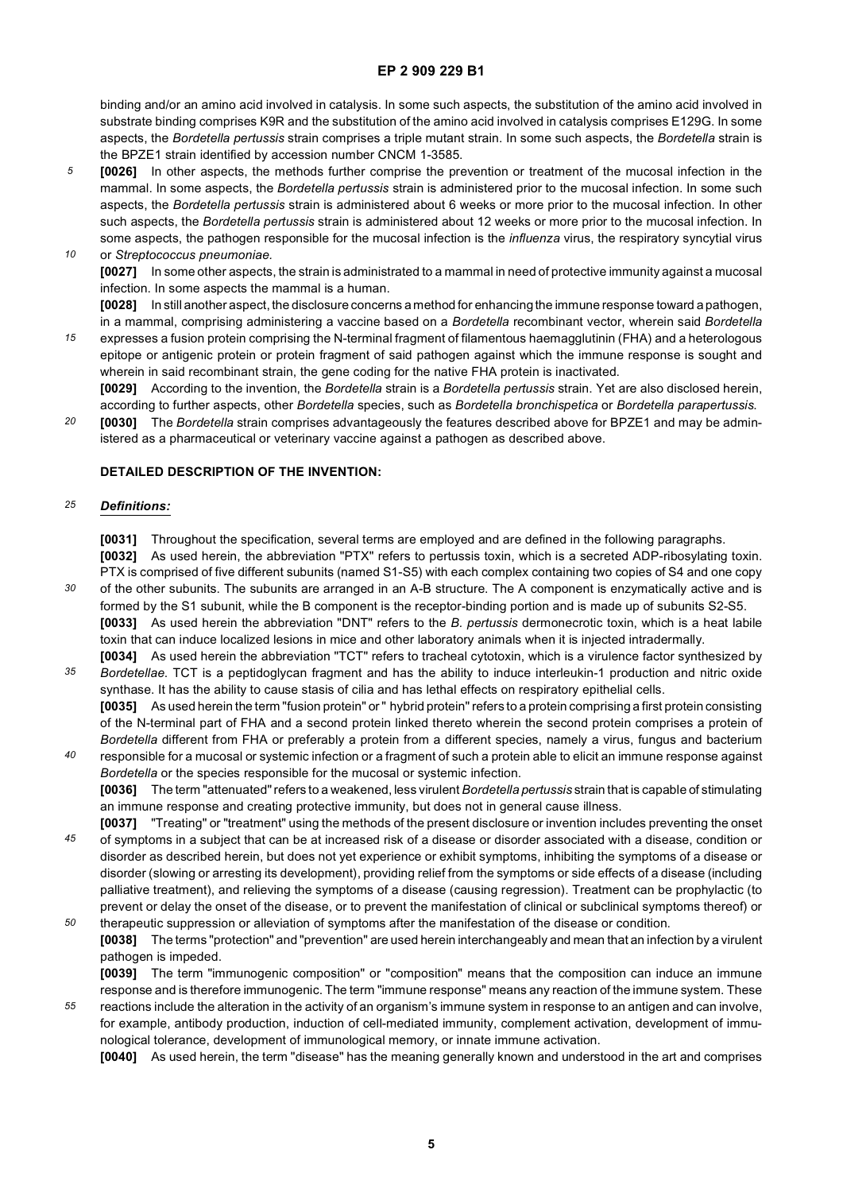binding and/or an amino acid involved in catalysis. In some such aspects, the substitution of the amino acid involved in substrate binding comprises K9R and the substitution of the amino acid involved in catalysis comprises E129G. In some aspects, the *Bordetella pertussis* strain comprises a triple mutant strain. In some such aspects, the *Bordetella* strain is the BPZE1 strain identified by accession number CNCM 1-3585.

**[0026]** In other aspects, the methods further comprise the prevention or treatment of the mucosal infection in the mammal. In some aspects, the *Bordetella pertussis* strain is administered prior to the mucosal infection. In some such aspects, the *Bordetella pertussis* strain is administered about 6 weeks or more prior to the mucosal infection. In other such aspects, the *Bordetella pertussis* strain is administered about 12 weeks or more prior to the mucosal infection. In some aspects, the pathogen responsible for the mucosal infection is the *influenza* virus, the respiratory syncytial virus or *Streptococcus pneumoniae.*

**[0027]** In some other aspects, the strain is administrated to a mammal in need of protective immunity against a mucosal infection. In some aspects the mammal is a human.

**[0028]** In still another aspect, the disclosure concerns a method for enhancing the immune response toward a pathogen, in a mammal, comprising administering a vaccine based on a *Bordetella* recombinant vector, wherein said *Bordetella* expresses a fusion protein comprising the N-terminal fragment of filamentous haemagglutinin (FHA) and a heterologous epitope or antigenic protein or protein fragment of said pathogen against which the immune response is sought and wherein in said recombinant strain, the gene coding for the native FHA protein is inactivated.

**[0029]** According to the invention, the *Bordetella* strain is a *Bordetella pertussis* strain. Yet are also disclosed herein, according to further aspects, other *Bordetella* species, such as *Bordetella bronchispetica* or *Bordetella parapertussis.*

**[0030]** The *Bordetella* strain comprises advantageously the features described above for BPZE1 and may be administered as a pharmaceutical or veterinary vaccine against a pathogen as described above.

## DETAILED DESCRIPTION OF THE INVENTION:

### *Definitions:*

**[0031]** Throughout the specification, several terms are employed and are defined in the following paragraphs.

**[0032]** As used herein, the abbreviation "PTX" refers to pertussis toxin, which is a secreted ADP-ribosylating toxin. PTX is comprised of five different subunits (named S1-S5) with each complex containing two copies of S4 and one copy of the other subunits. The subunits are arranged in an A-B structure. The A component is enzymatically active and is formed by the S1 subunit, while the B component is the receptor-binding portion and is made up of subunits S2-S5.

**[0033]** As used herein the abbreviation "DNT" refers to the *B. pertussis* dermonecrotic toxin, which is a heat labile toxin that can induce localized lesions in mice and other laboratory animals when it is injected intradermally.

**[0034]** As used herein the abbreviation "TCT" refers to tracheal cytotoxin, which is a virulence factor synthesized by *Bordetellae*. TCT is a peptidoglycan fragment and has the ability to induce interleukin-1 production and nitric oxide synthase. It has the ability to cause stasis of cilia and has lethal effects on respiratory epithelial cells.

**[0035]** As used herein the term "fusion protein" or " hybrid protein" refers to a protein comprising a first protein consisting of the N-terminal part of FHA and a second protein linked thereto wherein the second protein comprises a protein of *Bordetella* different from FHA or preferably a protein from a different species, namely a virus, fungus and bacterium responsible for a mucosal or systemic infection or a fragment of such a protein able to elicit an immune response against *Bordetella* or the species responsible for the mucosal or systemic infection.

**[0036]** The term "attenuated" refers to a weakened, less virulent *Bordetella pertussis* strain that is capable of stimulating an immune response and creating protective immunity, but does not in general cause illness.

**[0037]** "Treating" or "treatment" using the methods of the present disclosure or invention includes preventing the onset of symptoms in a subject that can be at increased risk of a disease or disorder associated with a disease, condition or disorder as described herein, but does not yet experience or exhibit symptoms, inhibiting the symptoms of a disease or disorder (slowing or arresting its development), providing relief from the symptoms or side effects of a disease (including palliative treatment), and relieving the symptoms of a disease (causing regression). Treatment can be prophylactic (to prevent or delay the onset of the disease, or to prevent the manifestation of clinical or subclinical symptoms thereof) or therapeutic suppression or alleviation of symptoms after the manifestation of the disease or condition.

**[0038]** The terms "protection" and "prevention" are used herein interchangeably and mean that an infection by a virulent pathogen is impeded.

**[0039]** The term "immunogenic composition" or "composition" means that the composition can induce an immune response and is therefore immunogenic. The term "immune response" means any reaction of the immune system. These reactions include the alteration in the activity of an organism's immune system in response to an antigen and can involve, for example, antibody production, induction of cell-mediated immunity, complement activation, development of immunological tolerance, development of immunological memory, or innate immune activation.

**[0040]** As used herein, the term "disease" has the meaning generally known and understood in the art and comprises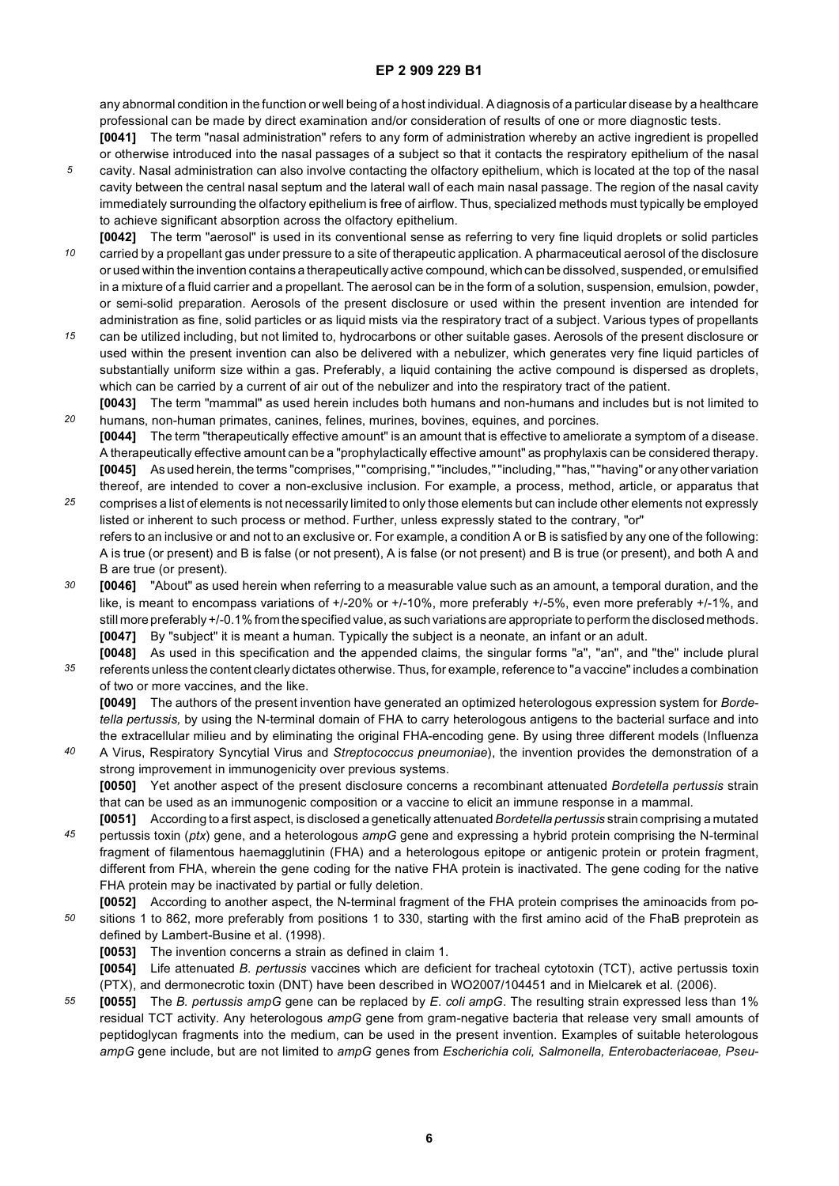any abnormal condition in the function or well being of a host individual. A diagnosis of a particular disease by a healthcare professional can be made by direct examination and/or consideration of results of one or more diagnostic tests.

**[0041]** The term "nasal administration" refers to any form of administration whereby an active ingredient is propelled or otherwise introduced into the nasal passages of a subject so that it contacts the respiratory epithelium of the nasal cavity. Nasal administration can also involve contacting the olfactory epithelium, which is located at the top of the nasal cavity between the central nasal septum and the lateral wall of each main nasal passage. The region of the nasal cavity immediately surrounding the olfactory epithelium is free of airflow. Thus, specialized methods must typically be employed to achieve significant absorption across the olfactory epithelium.

**[0042]** The term "aerosol" is used in its conventional sense as referring to very fine liquid droplets or solid particles carried by a propellant gas under pressure to a site of therapeutic application. A pharmaceutical aerosol of the disclosure or used within the invention contains a therapeutically active compound, which can be dissolved, suspended, or emulsified in a mixture of a fluid carrier and a propellant. The aerosol can be in the form of a solution, suspension, emulsion, powder, or semi-solid preparation. Aerosols of the present disclosure or used within the present invention are intended for administration as fine, solid particles or as liquid mists via the respiratory tract of a subject. Various types of propellants can be utilized including, but not limited to, hydrocarbons or other suitable gases. Aerosols of the present disclosure or used within the present invention can also be delivered with a nebulizer, which generates very fine liquid particles of substantially uniform size within a gas. Preferably, a liquid containing the active compound is dispersed as droplets, which can be carried by a current of air out of the nebulizer and into the respiratory tract of the patient.

**[0043]** The term "mammal" as used herein includes both humans and non-humans and includes but is not limited to humans, non-human primates, canines, felines, murines, bovines, equines, and porcines.

**[0044]** The term "therapeutically effective amount" is an amount that is effective to ameliorate a symptom of a disease. A therapeutically effective amount can be a "prophylactically effective amount" as prophylaxis can be considered therapy.

**[0045]** As used herein, the terms "comprises," "comprising," "includes," "including," "has," "having" or any other variation thereof, are intended to cover a non-exclusive inclusion. For example, a process, method, article, or apparatus that comprises a list of elements is not necessarily limited to only those elements but can include other elements not expressly listed or inherent to such process or method. Further, unless expressly stated to the contrary, "or" refers to an inclusive or and not to an exclusive or. For example, a condition A or B is satisfied by any one of the following: A is true (or present) and B is false (or not present), A is false (or not present) and B is true (or present), and both A and B are true (or present).

**[0046]** "About" as used herein when referring to a measurable value such as an amount, a temporal duration, and the like, is meant to encompass variations of +/-20% or +/-10%, more preferably +/-5%, even more preferably +/-1%, and still more preferably +/-0.1% from the specified value, as such variations are appropriate to perform the disclosed methods.

**[0047]** By "subject" it is meant a human. Typically the subject is a neonate, an infant or an adult.

**[0048]** As used in this specification and the appended claims, the singular forms "a", "an", and "the" include plural referents unless the content clearly dictates otherwise. Thus, for example, reference to "a vaccine" includes a combination of two or more vaccines, and the like.

**[0049]** The authors of the present invention have generated an optimized heterologous expression system for *Bordetella pertussis,* by using the N-terminal domain of FHA to carry heterologous antigens to the bacterial surface and into the extracellular milieu and by eliminating the original FHA-encoding gene. By using three different models (Influenza A Virus, Respiratory Syncytial Virus and *Streptococcus pneumoniae*), the invention provides the demonstration of a strong improvement in immunogenicity over previous systems.

**[0050]** Yet another aspect of the present disclosure concerns a recombinant attenuated *Bordetella pertussis* strain that can be used as an immunogenic composition or a vaccine to elicit an immune response in a mammal.

**[0051]** According to a first aspect, is disclosed a genetically attenuated *Bordetella pertussis* strain comprising a mutated pertussis toxin (*ptx*) gene, and a heterologous *ampG* gene and expressing a hybrid protein comprising the N-terminal fragment of filamentous haemagglutinin (FHA) and a heterologous epitope or antigenic protein or protein fragment, different from FHA, wherein the gene coding for the native FHA protein is inactivated. The gene coding for the native FHA protein may be inactivated by partial or fully deletion.

**[0052]** According to another aspect, the N-terminal fragment of the FHA protein comprises the aminoacids from positions 1 to 862, more preferably from positions 1 to 330, starting with the first amino acid of the FhaB preprotein as defined by Lambert-Busine et al. (1998).

**[0053]** The invention concerns a strain as defined in claim 1.

**[0054]** Life attenuated *B. pertussis* vaccines which are deficient for tracheal cytotoxin (TCT), active pertussis toxin (PTX), and dermonecrotic toxin (DNT) have been described in WO2007/104451 and in Mielcarek et al. (2006).

**[0055]** The *B. pertussis ampG* gene can be replaced by *E. coli ampG*. The resulting strain expressed less than 1% residual TCT activity. Any heterologous *ampG* gene from gram-negative bacteria that release very small amounts of peptidoglycan fragments into the medium, can be used in the present invention. Examples of suitable heterologous *ampG* gene include, but are not limited to *ampG* genes from *Escherichia coli, Salmonella, Enterobacteriaceae, Pseu-*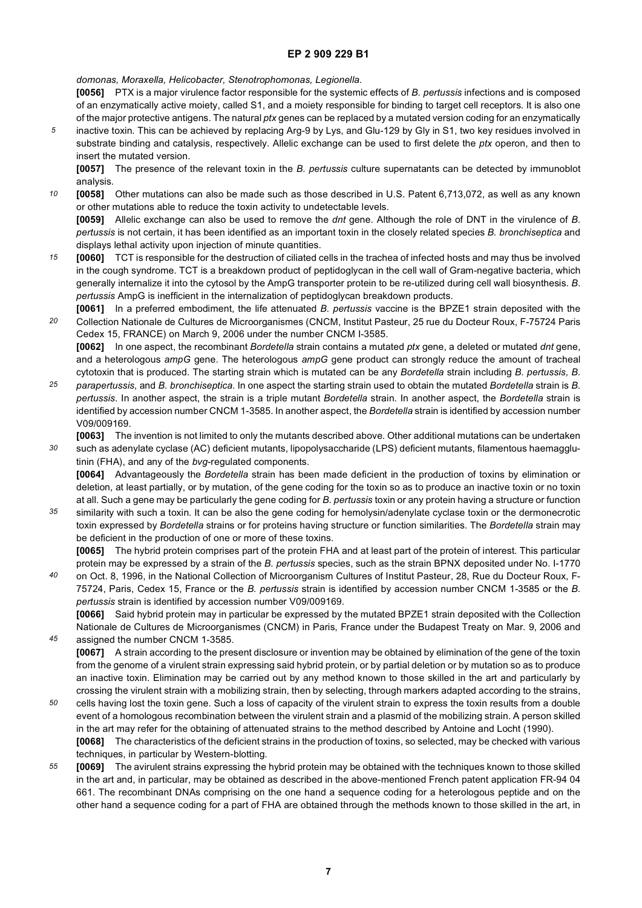*domonas, Moraxella, Helicobacter, Stenotrophomonas, Legionella.*

**[0056]** PTX is a major virulence factor responsible for the systemic effects of *B. pertussis* infections and is composed of an enzymatically active moiety, called S1, and a moiety responsible for binding to target cell receptors. It is also one of the major protective antigens. The natural *ptx* genes can be replaced by a mutated version coding for an enzymatically inactive toxin. This can be achieved by replacing Arg-9 by Lys, and Glu-129 by Gly in S1, two key residues involved in substrate binding and catalysis, respectively. Allelic exchange can be used to first delete the *ptx* operon, and then to insert the mutated version.

**[0057]** The presence of the relevant toxin in the *B. pertussis* culture supernatants can be detected by immunoblot analysis.

**[0058]** Other mutations can also be made such as those described in U.S. Patent 6,713,072, as well as any known or other mutations able to reduce the toxin activity to undetectable levels.

**[0059]** Allelic exchange can also be used to remove the *dnt* gene. Although the role of DNT in the virulence of *B. pertussis* is not certain, it has been identified as an important toxin in the closely related species *B. bronchiseptica* and displays lethal activity upon injection of minute quantities.

**[0060]** TCT is responsible for the destruction of ciliated cells in the trachea of infected hosts and may thus be involved in the cough syndrome. TCT is a breakdown product of peptidoglycan in the cell wall of Gram-negative bacteria, which generally internalize it into the cytosol by the AmpG transporter protein to be re-utilized during cell wall biosynthesis. *B. pertussis* AmpG is inefficient in the internalization of peptidoglycan breakdown products.

**[0061]** In a preferred embodiment, the life attenuated *B. pertussis* vaccine is the BPZE1 strain deposited with the Collection Nationale de Cultures de Microorganismes (CNCM, Institut Pasteur, 25 rue du Docteur Roux, F-75724 Paris Cedex 15, FRANCE) on March 9, 2006 under the number CNCM I-3585.

**[0062]** In one aspect, the recombinant *Bordetella* strain contains a mutated *ptx* gene, a deleted or mutated *dnt* gene, and a heterologous *ampG* gene. The heterologous *ampG* gene product can strongly reduce the amount of tracheal cytotoxin that is produced. The starting strain which is mutated can be any *Bordetella* strain including *B. pertussis, B. parapertussis,* and *B. bronchiseptica*. In one aspect the starting strain used to obtain the mutated *Bordetella* strain is *B. pertussis*. In another aspect, the strain is a triple mutant *Bordetella* strain. In another aspect, the *Bordetella* strain is identified by accession number CNCM 1-3585. In another aspect, the *Bordetella* strain is identified by accession number V09/009169.

**[0063]** The invention is not limited to only the mutants described above. Other additional mutations can be undertaken such as adenylate cyclase (AC) deficient mutants, lipopolysaccharide (LPS) deficient mutants, filamentous haemagglutinin (FHA), and any of the *bvg*-regulated components.

**[0064]** Advantageously the *Bordetella* strain has been made deficient in the production of toxins by elimination or deletion, at least partially, or by mutation, of the gene coding for the toxin so as to produce an inactive toxin or no toxin at all. Such a gene may be particularly the gene coding for *B. pertussis* toxin or any protein having a structure or function similarity with such a toxin. It can be also the gene coding for hemolysin/adenylate cyclase toxin or the dermonecrotic toxin expressed by *Bordetella* strains or for proteins having structure or function similarities. The *Bordetella* strain may be deficient in the production of one or more of these toxins.

**[0065]** The hybrid protein comprises part of the protein FHA and at least part of the protein of interest. This particular protein may be expressed by a strain of the *B. pertussis* species, such as the strain BPNX deposited under No. I-1770 on Oct. 8, 1996, in the National Collection of Microorganism Cultures of Institut Pasteur, 28, Rue du Docteur Roux, F-75724, Paris, Cedex 15, France or the *B. pertussis* strain is identified by accession number CNCM 1-3585 or the *B. pertussis* strain is identified by accession number V09/009169.

**[0066]** Said hybrid protein may in particular be expressed by the mutated BPZE1 strain deposited with the Collection Nationale de Cultures de Microorganismes (CNCM) in Paris, France under the Budapest Treaty on Mar. 9, 2006 and assigned the number CNCM 1-3585.

**[0067]** A strain according to the present disclosure or invention may be obtained by elimination of the gene of the toxin from the genome of a virulent strain expressing said hybrid protein, or by partial deletion or by mutation so as to produce an inactive toxin. Elimination may be carried out by any method known to those skilled in the art and particularly by crossing the virulent strain with a mobilizing strain, then by selecting, through markers adapted according to the strains, cells having lost the toxin gene. Such a loss of capacity of the virulent strain to express the toxin results from a double event of a homologous recombination between the virulent strain and a plasmid of the mobilizing strain. A person skilled in the art may refer for the obtaining of attenuated strains to the method described by Antoine and Locht (1990).

**[0068]** The characteristics of the deficient strains in the production of toxins, so selected, may be checked with various techniques, in particular by Western-blotting.

**[0069]** The avirulent strains expressing the hybrid protein may be obtained with the techniques known to those skilled in the art and, in particular, may be obtained as described in the above-mentioned French patent application FR-94 04 661. The recombinant DNAs comprising on the one hand a sequence coding for a heterologous peptide and on the other hand a sequence coding for a part of FHA are obtained through the methods known to those skilled in the art, in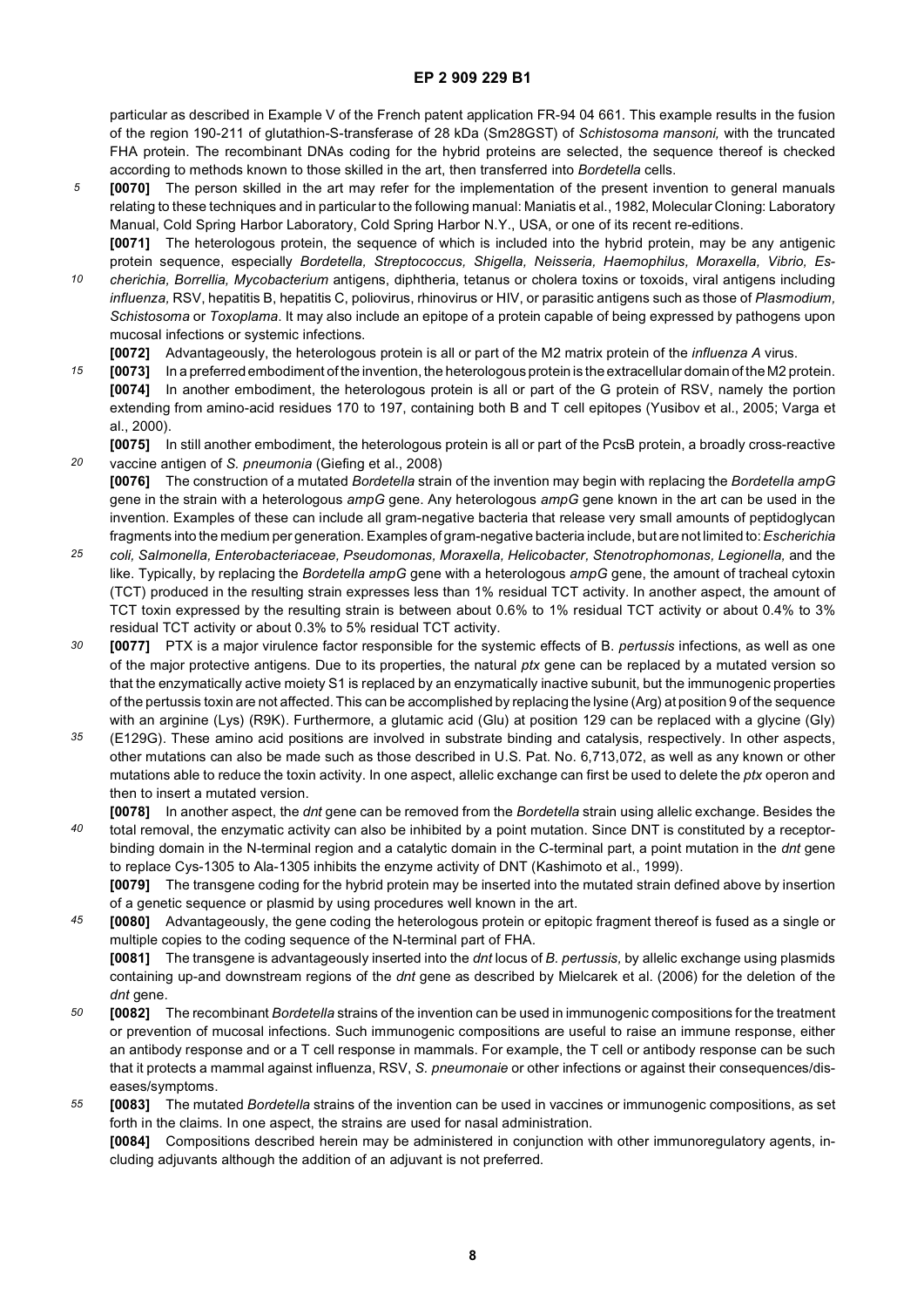particular as described in Example V of the French patent application FR-94 04 661. This example results in the fusion of the region 190-211 of glutathion-S-transferase of 28 kDa (Sm28GST) of *Schistosoma mansoni,* with the truncated FHA protein. The recombinant DNAs coding for the hybrid proteins are selected, the sequence thereof is checked according to methods known to those skilled in the art, then transferred into *Bordetella* cells.

**[0070]** The person skilled in the art may refer for the implementation of the present invention to general manuals relating to these techniques and in particular to the following manual: Maniatis et al., 1982, Molecular Cloning: Laboratory Manual, Cold Spring Harbor Laboratory, Cold Spring Harbor N.Y., USA, or one of its recent re-editions.

**[0071]** The heterologous protein, the sequence of which is included into the hybrid protein, may be any antigenic protein sequence, especially *Bordetella, Streptococcus, Shigella, Neisseria, Haemophilus, Moraxella, Vibrio, Escherichia, Borrellia, Mycobacterium* antigens, diphtheria, tetanus or cholera toxins or toxoids, viral antigens including *influenza,* RSV, hepatitis B, hepatitis C, poliovirus, rhinovirus or HIV, or parasitic antigens such as those of *Plasmodium, Schistosoma* or *Toxoplama*. It may also include an epitope of a protein capable of being expressed by pathogens upon mucosal infections or systemic infections.

**[0072]** Advantageously, the heterologous protein is all or part of the M2 matrix protein of the *influenza A* virus.

**[0073]** In a preferred embodiment of the invention, the heterologous protein is the extracellular domain of the M2 protein.

**[0074]** In another embodiment, the heterologous protein is all or part of the G protein of RSV, namely the portion extending from amino-acid residues 170 to 197, containing both B and T cell epitopes (Yusibov et al., 2005; Varga et al., 2000).

**[0075]** In still another embodiment, the heterologous protein is all or part of the PcsB protein, a broadly cross-reactive vaccine antigen of *S. pneumonia* (Giefing et al., 2008)

**[0076]** The construction of a mutated *Bordetella* strain of the invention may begin with replacing the *Bordetella ampG* gene in the strain with a heterologous *ampG* gene. Any heterologous *ampG* gene known in the art can be used in the invention. Examples of these can include all gram-negative bacteria that release very small amounts of peptidoglycan fragments into the medium per generation. Examples of gram-negative bacteria include, but are not limited to: *Escherichia coli, Salmonella, Enterobacteriaceae, Pseudomonas, Moraxella, Helicobacter, Stenotrophomonas, Legionella,* and the like. Typically, by replacing the *Bordetella ampG* gene with a heterologous *ampG* gene, the amount of tracheal cytoxin (TCT) produced in the resulting strain expresses less than 1% residual TCT activity. In another aspect, the amount of TCT toxin expressed by the resulting strain is between about 0.6% to 1% residual TCT activity or about 0.4% to 3% residual TCT activity or about 0.3% to 5% residual TCT activity.

**[0077]** PTX is a major virulence factor responsible for the systemic effects of B. *pertussis* infections, as well as one of the major protective antigens. Due to its properties, the natural *ptx* gene can be replaced by a mutated version so that the enzymatically active moiety S1 is replaced by an enzymatically inactive subunit, but the immunogenic properties of the pertussis toxin are not affected. This can be accomplished by replacing the lysine (Arg) at position 9 of the sequence with an arginine (Lys) (R9K). Furthermore, a glutamic acid (Glu) at position 129 can be replaced with a glycine (Gly) (E129G). These amino acid positions are involved in substrate binding and catalysis, respectively. In other aspects, other mutations can also be made such as those described in U.S. Pat. No. 6,713,072, as well as any known or other mutations able to reduce the toxin activity. In one aspect, allelic exchange can first be used to delete the *ptx* operon and then to insert a mutated version.

**[0078]** In another aspect, the *dnt* gene can be removed from the *Bordetella* strain using allelic exchange. Besides the total removal, the enzymatic activity can also be inhibited by a point mutation. Since DNT is constituted by a receptor-binding domain in the N-terminal region and a catalytic domain in the C-terminal part, a point mutation in the *dnt* gene to replace Cys-1305 to Ala-1305 inhibits the enzyme activity of DNT (Kashimoto et al., 1999).

**[0079]** The transgene coding for the hybrid protein may be inserted into the mutated strain defined above by insertion of a genetic sequence or plasmid by using procedures well known in the art.

**[0080]** Advantageously, the gene coding the heterologous protein or epitopic fragment thereof is fused as a single or multiple copies to the coding sequence of the N-terminal part of FHA.

**[0081]** The transgene is advantageously inserted into the *dnt* locus of *B. pertussis,* by allelic exchange using plasmids containing up-and downstream regions of the *dnt* gene as described by Mielcarek et al. (2006) for the deletion of the *dnt* gene.

**[0082]** The recombinant *Bordetella* strains of the invention can be used in immunogenic compositions for the treatment or prevention of mucosal infections. Such immunogenic compositions are useful to raise an immune response, either an antibody response and or a T cell response in mammals. For example, the T cell or antibody response can be such that it protects a mammal against influenza, RSV, *S. pneumonae* or other infections or against their consequences/diseases/symptoms.

**[0083]** The mutated *Bordetella* strains of the invention can be used in vaccines or immunogenic compositions, as set forth in the claims. In one aspect, the strains are used for nasal administration.

**[0084]** Compositions described herein may be administered in conjunction with other immunoregulatory agents, including adjuvants although the addition of an adjuvant is not preferred.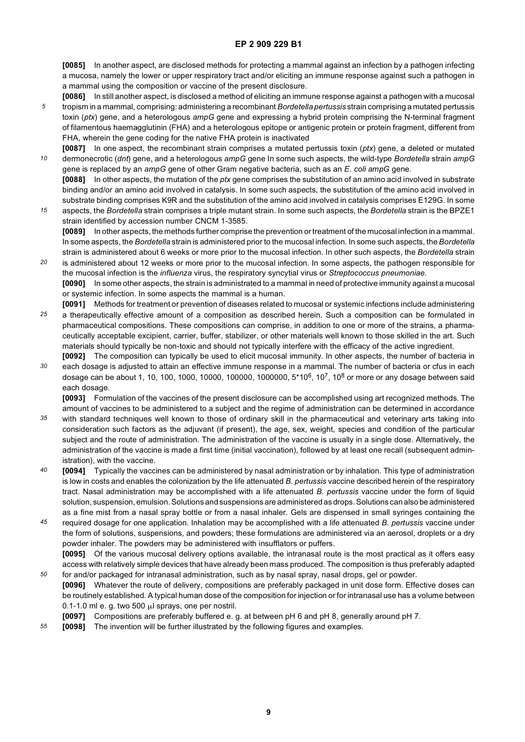**[0085]** In another aspect, are disclosed methods for protecting a mammal against an infection by a pathogen infecting a mucosa, namely the lower or upper respiratory tract and/or eliciting an immune response against such a pathogen in a mammal using the composition or vaccine of the present disclosure.

**[0086]** In still another aspect, is disclosed a method of eliciting an immune response against a pathogen with a mucosal tropism in a mammal, comprising: administering a recombinant *Bordetella pertussis* strain comprising a mutated pertussis toxin (*ptx*) gene, and a heterologous *ampG* gene and expressing a hybrid protein comprising the N-terminal fragment of filamentous haemagglutinin (FHA) and a heterologous epitope or antigenic protein or protein fragment, different from FHA, wherein the gene coding for the native FHA protein is inactivated

**[0087]** In one aspect, the recombinant strain comprises a mutated pertussis toxin (*ptx*) gene, a deleted or mutated dermonecrotic (*dnt*) gene, and a heterologous *ampG* gene In some such aspects, the wild-type *Bordetella* strain *ampG* gene is replaced by an *ampG* gene of other Gram negative bacteria, such as an *E. coli ampG* gene.

**[0088]** In other aspects, the mutation of the *ptx* gene comprises the substitution of an amino acid involved in substrate binding and/or an amino acid involved in catalysis. In some such aspects, the substitution of the amino acid involved in substrate binding comprises K9R and the substitution of the amino acid involved in catalysis comprises E129G. In some aspects, the *Bordetella* strain comprises a triple mutant strain. In some such aspects, the *Bordetella* strain is the BPZE1 strain identified by accession number CNCM 1-3585.

**[0089]** In other aspects, the methods further comprise the prevention or treatment of the mucosal infection in a mammal. In some aspects, the *Bordetella* strain is administered prior to the mucosal infection. In some such aspects, the *Bordetella* strain is administered about 6 weeks or more prior to the mucosal infection. In other such aspects, the *Bordetella* strain is administered about 12 weeks or more prior to the mucosal infection. In some aspects, the pathogen responsible for the mucosal infection is the *influenza* virus, the respiratory syncytial virus or *Streptococcus pneumoniae*.

**[0090]** In some other aspects, the strain is administrated to a mammal in need of protective immunity against a mucosal or systemic infection. In some aspects the mammal is a human.

**[0091]** Methods for treatment or prevention of diseases related to mucosal or systemic infections include administering a therapeutically effective amount of a composition as described herein. Such a composition can be formulated in pharmaceutical compositions. These compositions can comprise, in addition to one or more of the strains, a pharmaceutically acceptable excipient, carrier, buffer, stabilizer, or other materials well known to those skilled in the art. Such materials should typically be non-toxic and should not typically interfere with the efficacy of the active ingredient.

**[0092]** The composition can typically be used to elicit mucosal immunity. In other aspects, the number of bacteria in each dosage is adjusted to attain an effective immune response in a mammal. The number of bacteria or cfus in each dosage can be about 1, 10, 100, 1000, 10000, 100000, 1000000, $5*10^6$, $10^7$, $10^8$ or more or any dosage between said each dosage.

**[0093]** Formulation of the vaccines of the present disclosure can be accomplished using art recognized methods. The amount of vaccines to be administered to a subject and the regime of administration can be determined in accordance with standard techniques well known to those of ordinary skill in the pharmaceutical and veterinary arts taking into consideration such factors as the adjuvant (if present), the age, sex, weight, species and condition of the particular subject and the route of administration. The administration of the vaccine is usually in a single dose. Alternatively, the administration of the vaccine is made a first time (initial vaccination), followed by at least one recall (subsequent administration), with the vaccine.

**[0094]** Typically the vaccines can be administered by nasal administration or by inhalation. This type of administration is low in costs and enables the colonization by the life attenuated *B. pertussis* vaccine described herein of the respiratory tract. Nasal administration may be accomplished with a life attenuated *B. pertussis* vaccine under the form of liquid solution, suspension, emulsion. Solutions and suspensions are administered as drops. Solutions can also be administered as a fine mist from a nasal spray bottle or from a nasal inhaler. Gels are dispensed in small syringes containing the required dosage for one application. Inhalation may be accomplished with a life attenuated *B. pertussis* vaccine under the form of solutions, suspensions, and powders; these formulations are administered via an aerosol, droplets or a dry powder inhaler. The powders may be administered with insufflators or puffers.

**[0095]** Of the various mucosal delivery options available, the intranasal route is the most practical as it offers easy access with relatively simple devices that have already been mass produced. The composition is thus preferably adapted for and/or packaged for intranasal administration, such as by nasal spray, nasal drops, gel or powder.

**[0096]** Whatever the route of delivery, compositions are preferably packaged in unit dose form. Effective doses can be routinely established. A typical human dose of the composition for injection or for intranasal use has a volume between 0.1-1.0 ml e. g. two 500 µl sprays, one per nostril.

**[0097]** Compositions are preferably buffered e. g. at between pH 6 and pH 8, generally around pH 7.

**[0098]** The invention will be further illustrated by the following figures and examples.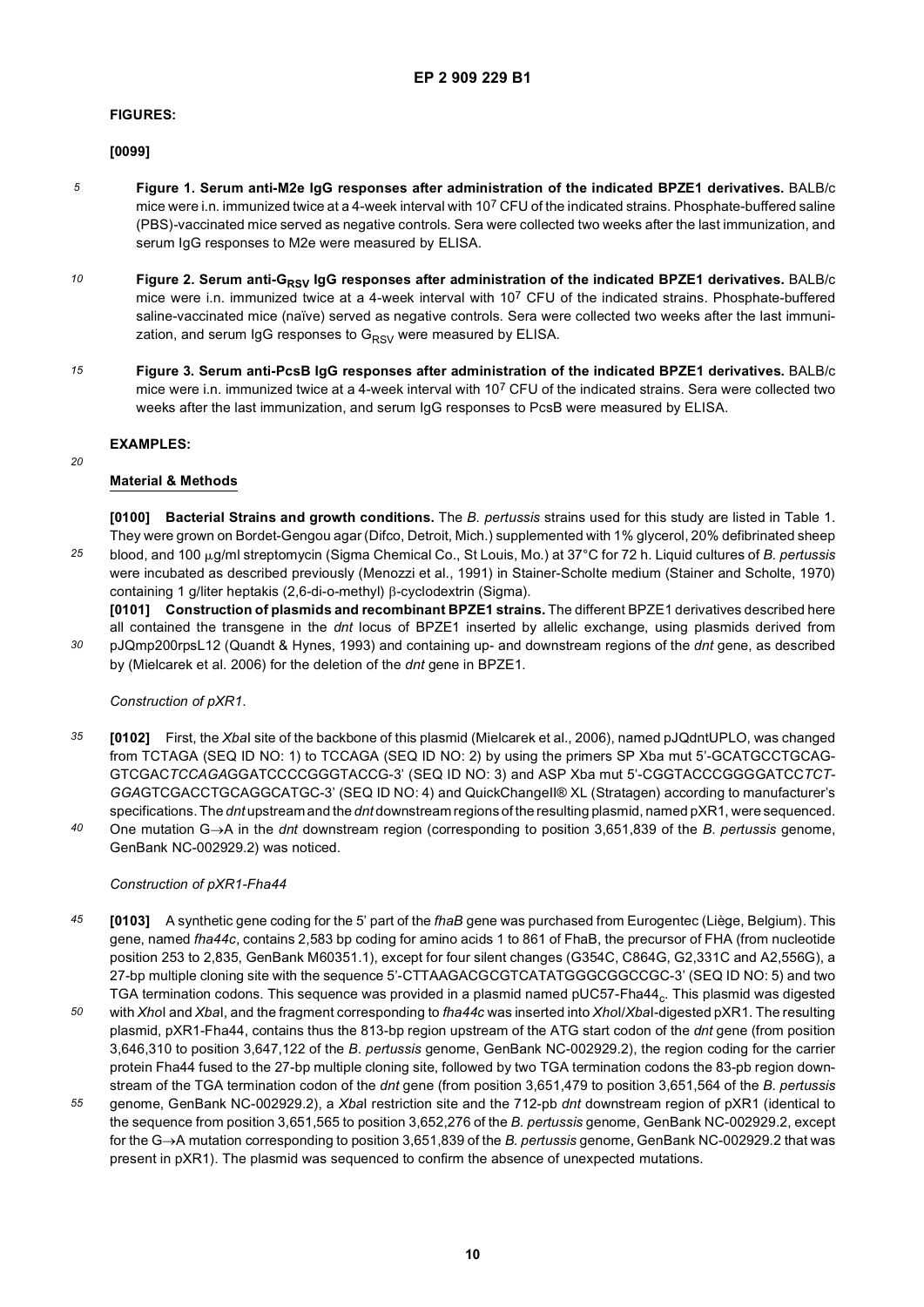**FIGURES:**

**[0099]**

**Figure 1. Serum anti-M2e IgG responses after administration of the indicated BPZE1 derivatives.** BALB/c mice were i.n. immunized twice at a 4-week interval with $10^7$ CFU of the indicated strains. Phosphate-buffered saline (PBS)-vaccinated mice served as negative controls. Sera were collected two weeks after the last immunization, and serum IgG responses to M2e were measured by ELISA.

**Figure 2. Serum anti-$G_{RSV}$ IgG responses after administration of the indicated BPZE1 derivatives.** BALB/c mice were i.n. immunized twice at a 4-week interval with $10^7$ CFU of the indicated strains. Phosphate-buffered saline-vaccinated mice (naïve) served as negative controls. Sera were collected two weeks after the last immunization, and serum IgG responses to $G_{RSV}$ were measured by ELISA.

**Figure 3. Serum anti-PcsB IgG responses after administration of the indicated BPZE1 derivatives.** BALB/c mice were i.n. immunized twice at a 4-week interval with $10^7$ CFU of the indicated strains. Sera were collected two weeks after the last immunization, and serum IgG responses to PcsB were measured by ELISA.

**EXAMPLES:**

**Material & Methods**

**[0100] Bacterial Strains and growth conditions.** The *B. pertussis* strains used for this study are listed in Table 1. They were grown on Bordet-Gengou agar (Difco, Detroit, Mich.) supplemented with 1% glycerol, 20% defibrinated sheep blood, and 100 μg/ml streptomycin (Sigma Chemical Co., St Louis, Mo.) at 37°C for 72 h. Liquid cultures of *B. pertussis* were incubated as described previously (Menozzi et al., 1991) in Stainer-Scholte medium (Stainer and Scholte, 1970) containing 1 g/liter heptakis (2,6-di-o-methyl) β-cyclodextrin (Sigma).

**[0101] Construction of plasmids and recombinant BPZE1 strains.** The different BPZE1 derivatives described here all contained the transgene in the *dnt* locus of BPZE1 inserted by allelic exchange, using plasmids derived from pJQmp200rpsL12 (Quandt & Hynes, 1993) and containing up- and downstream regions of the *dnt* gene, as described by (Mielcarek et al. 2006) for the deletion of the *dnt* gene in BPZE1.

*Construction of pXR1.*

**[0102]** First, the *Xba*I site of the backbone of this plasmid (Mielcarek et al., 2006), named pJQdntUPLO, was changed from TCTAGA (SEQ ID NO: 1) to TCCAGA (SEQ ID NO: 2) by using the primers SP Xba mut 5'-GCATGCCTGCAGGTCGAC*TCCAGA*GGATCCCCGGGTACCG-3' (SEQ ID NO: 3) and ASP Xba mut 5'-CGGTACCCGGGGATCC*TCTGGA*GTCGACCTGCAGGCATGC-3' (SEQ ID NO: 4) and QuickChangeII® XL (Stratagen) according to manufacturer's specifications. The *dnt* upstream and the *dnt* downstream regions of the resulting plasmid, named pXR1, were sequenced. One mutation G→A in the *dnt* downstream region (corresponding to position 3,651,839 of the *B. pertussis* genome, GenBank NC-002929.2) was noticed.

*Construction of pXR1-Fha44*

**[0103]** A synthetic gene coding for the 5' part of the *fhaB* gene was purchased from Eurogentec (Liège, Belgium). This gene, named *fha44c*, contains 2,583 bp coding for amino acids 1 to 861 of FhaB, the precursor of FHA (from nucleotide position 253 to 2,835, GenBank M60351.1), except for four silent changes (G354C, C864G, G2,331C and A2,556G), a 27-bp multiple cloning site with the sequence 5'-CTTAAGACGCGTCATATGGGCGGCCGC-3' (SEQ ID NO: 5) and two TGA termination codons. This sequence was provided in a plasmid named pUC57-$Fha44_c$. This plasmid was digested with *Xho*I and *Xba*I, and the fragment corresponding to *fha44c* was inserted into *Xho*I/*Xba*I-digested pXR1. The resulting plasmid, pXR1-Fha44, contains thus the 813-bp region upstream of the ATG start codon of the *dnt* gene (from position 3,646,310 to position 3,647,122 of the *B. pertussis* genome, GenBank NC-002929.2), the region coding for the carrier protein Fha44 fused to the 27-bp multiple cloning site, followed by two TGA termination codons the 83-pb region downstream of the TGA termination codon of the *dnt* gene (from position 3,651,479 to position 3,651,564 of the *B. pertussis* genome, GenBank NC-002929.2), a *Xba*I restriction site and the 712-pb *dnt* downstream region of pXR1 (identical to the sequence from position 3,651,565 to position 3,652,276 of the *B. pertussis* genome, GenBank NC-002929.2, except for the G→A mutation corresponding to position 3,651,839 of the *B. pertussis* genome, GenBank NC-002929.2 that was present in pXR1). The plasmid was sequenced to confirm the absence of unexpected mutations.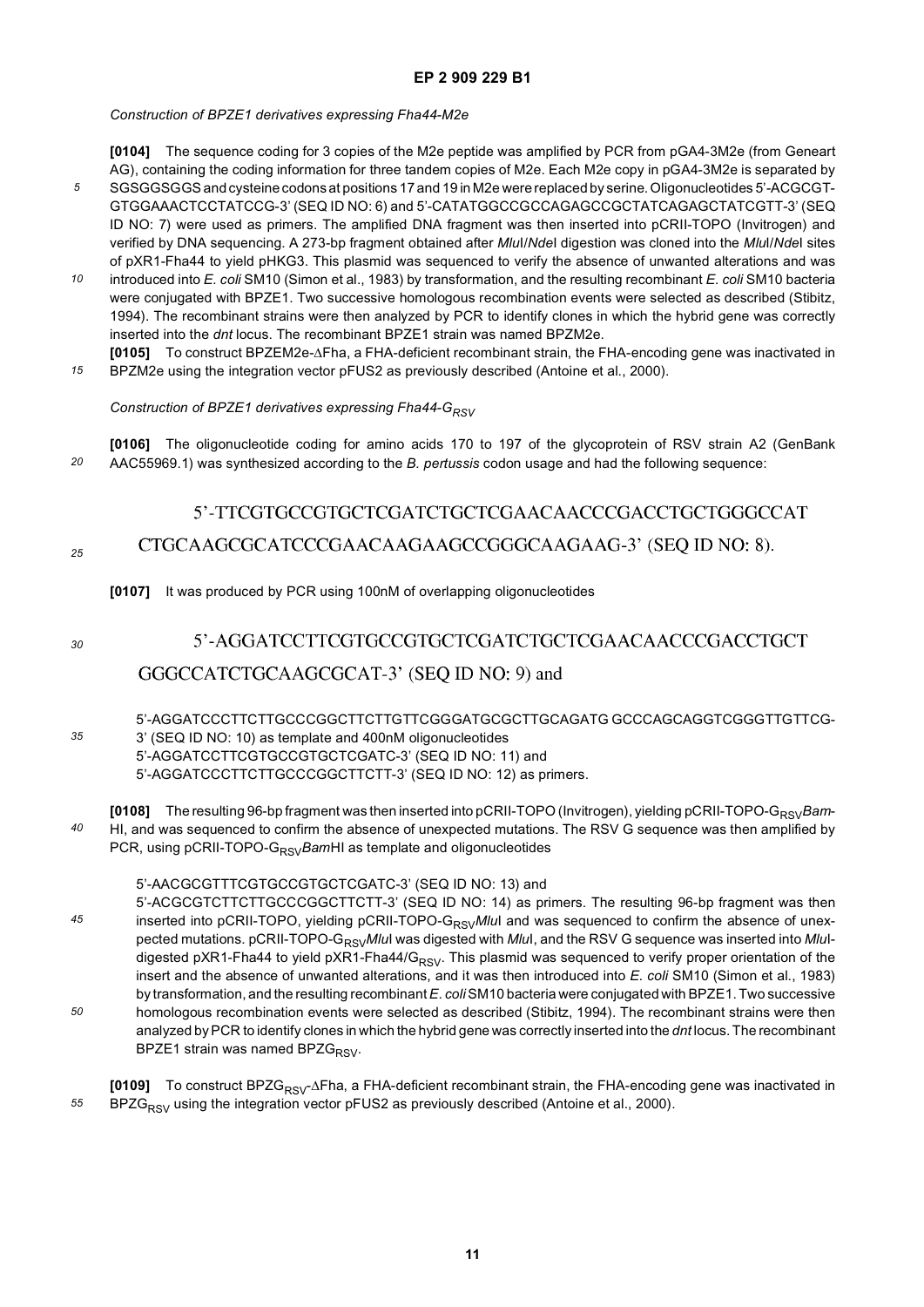*Construction of BPZE1 derivatives expressing Fha44-M2e*

**[0104]** The sequence coding for 3 copies of the M2e peptide was amplified by PCR from pGA4-3M2e (from Geneart AG), containing the coding information for three tandem copies of M2e. Each M2e copy in pGA4-3M2e is separated by SGSGGSGGS and cysteine codons at positions 17 and 19 in M2e were replaced by serine. Oligonucleotides 5'-ACGCGT-GTGGAAACTCCTATCCG-3' (SEQ ID NO: 6) and 5'-CATATGGCCGCCAGAGCCGCTATCAGAGCTATCGTT-3' (SEQ ID NO: 7) were used as primers. The amplified DNA fragment was then inserted into pCRII-TOPO (Invitrogen) and verified by DNA sequencing. A 273-bp fragment obtained after *Mlu*I/*Nde*I digestion was cloned into the *Mlu*I/*Nde*I sites of pXR1-Fha44 to yield pHKG3. This plasmid was sequenced to verify the absence of unwanted alterations and was introduced into *E. coli* SM10 (Simon et al., 1983) by transformation, and the resulting recombinant *E. coli* SM10 bacteria were conjugated with BPZE1. Two successive homologous recombination events were selected as described (Stibitz, 1994). The recombinant strains were then analyzed by PCR to identify clones in which the hybrid gene was correctly inserted into the *dnt* locus. The recombinant BPZE1 strain was named BPZM2e.

**[0105]** To construct BPZEM2e-ΔFha, a FHA-deficient recombinant strain, the FHA-encoding gene was inactivated in BPZM2e using the integration vector pFUS2 as previously described (Antoine et al., 2000).

*Construction of BPZE1 derivatives expressing Fha44-$G_{RSV}$*

**[0106]** The oligonucleotide coding for amino acids 170 to 197 of the glycoprotein of RSV strain A2 (GenBank AAC55969.1) was synthesized according to the *B. pertussis* codon usage and had the following sequence:

5'-TTCGTGCCGTGCTCGATCTGCTCGAACAACCCGACCTGCTGGGCCATCTGCAAGCGCATCCCGAACAAGAAGCCGGGCAAGAAG-3' (SEQ ID NO: 8).

**[0107]** It was produced by PCR using 100nM of overlapping oligonucleotides

5'-AGGATCCTTCGTGCCGTGCTCGATCTGCTCGAACAACCCGACCTGCTGGGCCATCTGCAAGCGCAT-3' (SEQ ID NO: 9) and

5'-AGGATCCCTTCTTGCCCGGCTTCTTGTTCGGGATGCGCTTGCAGATG GCCCAGCAGGTCGGGTTGTTCG-3' (SEQ ID NO: 10) as template and 400nM oligonucleotides
5'-AGGATCCTTCGTGCCGTGCTCGATC-3' (SEQ ID NO: 11) and
5'-AGGATCCCTTCTTGCCCGGCTTCTT-3' (SEQ ID NO: 12) as primers.

**[0108]** The resulting 96-bp fragment was then inserted into pCRII-TOPO (Invitrogen), yielding pCRII-TOPO-$G_{RSV}$*Bam*-HI, and was sequenced to confirm the absence of unexpected mutations. The RSV G sequence was then amplified by PCR, using pCRII-TOPO-$G_{RSV}$*Bam*HI as template and oligonucleotides

5'-AACGCGTTTCGTGCCGTGCTCGATC-3' (SEQ ID NO: 13) and
5'-ACGCGTCTTCTTGCCCGGCTTCTT-3' (SEQ ID NO: 14) as primers. The resulting 96-bp fragment was then inserted into pCRII-TOPO, yielding pCRII-TOPO-$G_{RSV}$*Mlu*I and was sequenced to confirm the absence of unexpected mutations. pCRII-TOPO-$G_{RSV}$*Mlu*I was digested with *Mlu*I, and the RSV G sequence was inserted into *Mlu*I-digested pXR1-Fha44 to yield pXR1-Fha44/$G_{RSV}$. This plasmid was sequenced to verify proper orientation of the insert and the absence of unwanted alterations, and it was then introduced into *E. coli* SM10 (Simon et al., 1983) by transformation, and the resulting recombinant *E. coli* SM10 bacteria were conjugated with BPZE1. Two successive homologous recombination events were selected as described (Stibitz, 1994). The recombinant strains were then analyzed by PCR to identify clones in which the hybrid gene was correctly inserted into the *dnt* locus. The recombinant BPZE1 strain was named BPZ$G_{RSV}$.

**[0109]** To construct BPZ$G_{RSV}$-ΔFha, a FHA-deficient recombinant strain, the FHA-encoding gene was inactivated in BPZ$G_{RSV}$ using the integration vector pFUS2 as previously described (Antoine et al., 2000).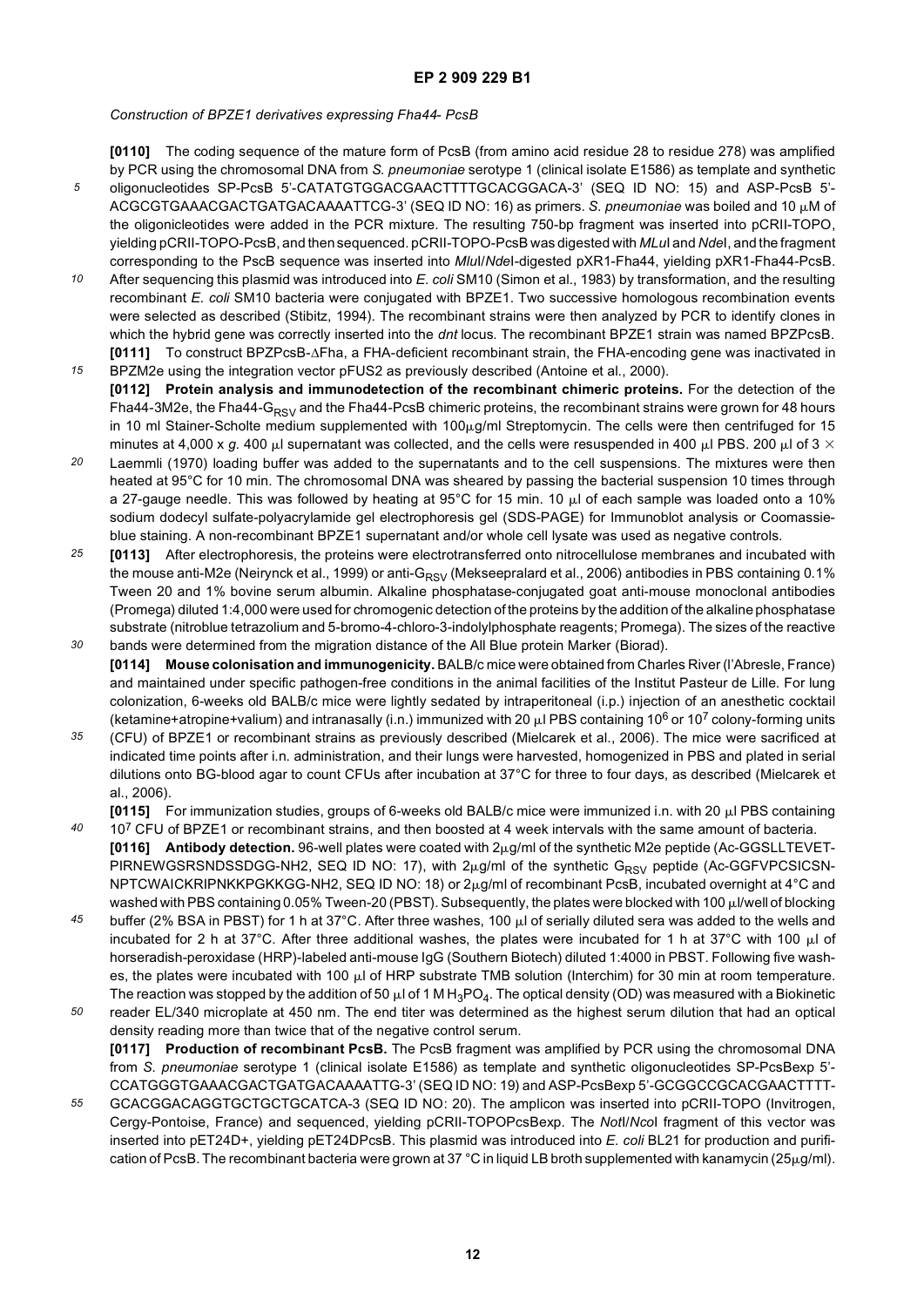*Construction of BPZE1 derivatives expressing Fha44- PcsB*

**[0110]** The coding sequence of the mature form of PcsB (from amino acid residue 28 to residue 278) was amplified by PCR using the chromosomal DNA from *S. pneumoniae* serotype 1 (clinical isolate E1586) as template and synthetic oligonucleotides SP-PcsB 5'-CATATGTGGACGAACTTTTGCACGGACA-3' (SEQ ID NO: 15) and ASP-PcsB 5'-ACGCGTGAAACGACTGATGACAAAATTCG-3' (SEQ ID NO: 16) as primers. *S. pneumoniae* was boiled and 10 μM of the oligonicleotides were added in the PCR mixture. The resulting 750-bp fragment was inserted into pCRII-TOPO, yielding pCRII-TOPO-PcsB, and then sequenced. pCRII-TOPO-PcsB was digested with *MLu*I and *Nde*I, and the fragment corresponding to the PscB sequence was inserted into *Mlu*I/*Nde*I-digested pXR1-Fha44, yielding pXR1-Fha44-PcsB. After sequencing this plasmid was introduced into *E. coli* SM10 (Simon et al., 1983) by transformation, and the resulting recombinant *E. coli* SM10 bacteria were conjugated with BPZE1. Two successive homologous recombination events were selected as described (Stibitz, 1994). The recombinant strains were then analyzed by PCR to identify clones in which the hybrid gene was correctly inserted into the *dnt* locus. The recombinant BPZE1 strain was named BPZPcsB.

**[0111]** To construct BPZPcsB-ΔFha, a FHA-deficient recombinant strain, the FHA-encoding gene was inactivated in BPZM2e using the integration vector pFUS2 as previously described (Antoine et al., 2000).

**[0112] Protein analysis and immunodetection of the recombinant chimeric proteins.** For the detection of the Fha44-3M2e, the Fha44-$G_{RSV}$ and the Fha44-PcsB chimeric proteins, the recombinant strains were grown for 48 hours in 10 ml Stainer-Scholte medium supplemented with 100μg/ml Streptomycin. The cells were then centrifuged for 15 minutes at 4,000 x *g*. 400 μl supernatant was collected, and the cells were resuspended in 400 μl PBS. 200 μl of 3 × Laemmli (1970) loading buffer was added to the supernatants and to the cell suspensions. The mixtures were then heated at 95°C for 10 min. The chromosomal DNA was sheared by passing the bacterial suspension 10 times through a 27-gauge needle. This was followed by heating at 95°C for 15 min. 10 μl of each sample was loaded onto a 10% sodium dodecyl sulfate-polyacrylamide gel electrophoresis gel (SDS-PAGE) for Immunoblot analysis or Coomassie-blue staining. A non-recombinant BPZE1 supernatant and/or whole cell lysate was used as negative controls.

**[0113]** After electrophoresis, the proteins were electrotransferred onto nitrocellulose membranes and incubated with the mouse anti-M2e (Neirynck et al., 1999) or anti-$G_{RSV}$ (Mekseepralard et al., 2006) antibodies in PBS containing 0.1% Tween 20 and 1% bovine serum albumin. Alkaline phosphatase-conjugated goat anti-mouse monoclonal antibodies (Promega) diluted 1:4,000 were used for chromogenic detection of the proteins by the addition of the alkaline phosphatase substrate (nitroblue tetrazolium and 5-bromo-4-chloro-3-indolylphosphate reagents; Promega). The sizes of the reactive bands were determined from the migration distance of the All Blue protein Marker (Biorad).

**[0114] Mouse colonisation and immunogenicity.** BALB/c mice were obtained from Charles River (l'Abresle, France) and maintained under specific pathogen-free conditions in the animal facilities of the Institut Pasteur de Lille. For lung colonization, 6-weeks old BALB/c mice were lightly sedated by intraperitoneal (i.p.) injection of an anesthetic cocktail (ketamine+atropine+valium) and intranasally (i.n.) immunized with 20 μl PBS containing $10^6$ or $10^7$ colony-forming units (CFU) of BPZE1 or recombinant strains as previously described (Mielcarek et al., 2006). The mice were sacrificed at indicated time points after i.n. administration, and their lungs were harvested, homogenized in PBS and plated in serial dilutions onto BG-blood agar to count CFUs after incubation at 37°C for three to four days, as described (Mielcarek et al., 2006).

**[0115]** For immunization studies, groups of 6-weeks old BALB/c mice were immunized i.n. with 20 μl PBS containing $10^7$ CFU of BPZE1 or recombinant strains, and then boosted at 4 week intervals with the same amount of bacteria.

**[0116] Antibody detection.** 96-well plates were coated with 2μg/ml of the synthetic M2e peptide (Ac-GGSLLTEVET-PIRNEWGSRSNDSSDGG-NH2, SEQ ID NO: 17), with 2μg/ml of the synthetic $G_{RSV}$ peptide (Ac-GGFVPCSICSN-NPTCWAICKRIPNKKPGKKGG-NH2, SEQ ID NO: 18) or 2μg/ml of recombinant PcsB, incubated overnight at 4°C and washed with PBS containing 0.05% Tween-20 (PBST). Subsequently, the plates were blocked with 100 μl/well of blocking buffer (2% BSA in PBST) for 1 h at 37°C. After three washes, 100 μl of serially diluted sera was added to the wells and incubated for 2 h at 37°C. After three additional washes, the plates were incubated for 1 h at 37°C with 100 μl of horseradish-peroxidase (HRP)-labeled anti-mouse IgG (Southern Biotech) diluted 1:4000 in PBST. Following five washes, the plates were incubated with 100 μl of HRP substrate TMB solution (Interchim) for 30 min at room temperature. The reaction was stopped by the addition of 50 μl of 1 M $H_3PO_4$. The optical density (OD) was measured with a Biokinetic reader EL/340 microplate at 450 nm. The end titer was determined as the highest serum dilution that had an optical density reading more than twice that of the negative control serum.

**[0117] Production of recombinant PcsB.** The PcsB fragment was amplified by PCR using the chromosomal DNA from *S. pneumoniae* serotype 1 (clinical isolate E1586) as template and synthetic oligonucleotides SP-PcsBexp 5'-CCATGGGTGAAACGACTGATGACAAAATTG-3' (SEQ ID NO: 19) and ASP-PcsBexp 5'-GCGGCCGCACGAACTTTT-GCACGGACAGGTGCTGCTGCATCA-3 (SEQ ID NO: 20). The amplicon was inserted into pCRII-TOPO (Invitrogen, Cergy-Pontoise, France) and sequenced, yielding pCRII-TOPOPcsBexp. The *Not*I/*Nco*I fragment of this vector was inserted into pET24D+, yielding pET24DPcsB. This plasmid was introduced into *E. coli* BL21 for production and purification of PcsB. The recombinant bacteria were grown at 37 °C in liquid LB broth supplemented with kanamycin (25μg/ml).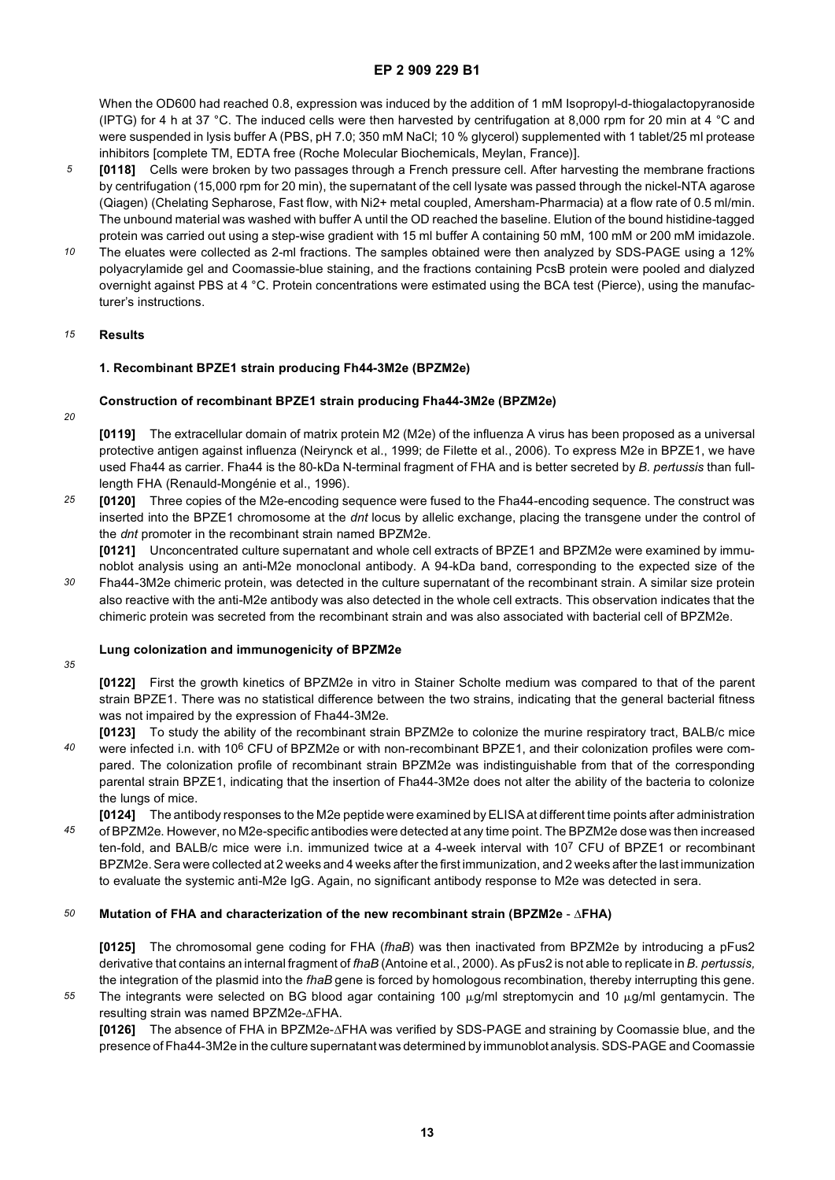When the OD600 had reached 0.8, expression was induced by the addition of 1 mM Isopropyl-d-thiogalactopyranoside (IPTG) for 4 h at 37 °C. The induced cells were then harvested by centrifugation at 8,000 rpm for 20 min at 4 °C and were suspended in lysis buffer A (PBS, pH 7.0; 350 mM NaCl; 10 % glycerol) supplemented with 1 tablet/25 ml protease inhibitors [complete TM, EDTA free (Roche Molecular Biochemicals, Meylan, France)].

**[0118]** Cells were broken by two passages through a French pressure cell. After harvesting the membrane fractions by centrifugation (15,000 rpm for 20 min), the supernatant of the cell lysate was passed through the nickel-NTA agarose (Qiagen) (Chelating Sepharose, Fast flow, with Ni2+ metal coupled, Amersham-Pharmacia) at a flow rate of 0.5 ml/min. The unbound material was washed with buffer A until the OD reached the baseline. Elution of the bound histidine-tagged protein was carried out using a step-wise gradient with 15 ml buffer A containing 50 mM, 100 mM or 200 mM imidazole. The eluates were collected as 2-ml fractions. The samples obtained were then analyzed by SDS-PAGE using a 12% polyacrylamide gel and Coomassie-blue staining, and the fractions containing PcsB protein were pooled and dialyzed overnight against PBS at 4 °C. Protein concentrations were estimated using the BCA test (Pierce), using the manufacturer's instructions.

## Results

### 1. Recombinant BPZE1 strain producing Fh44-3M2e (BPZM2e)

#### Construction of recombinant BPZE1 strain producing Fha44-3M2e (BPZM2e)

**[0119]** The extracellular domain of matrix protein M2 (M2e) of the influenza A virus has been proposed as a universal protective antigen against influenza (Neirynck et al., 1999; de Filette et al., 2006). To express M2e in BPZE1, we have used Fha44 as carrier. Fha44 is the 80-kDa N-terminal fragment of FHA and is better secreted by *B. pertussis* than full-length FHA (Renauld-Mongénie et al., 1996).

**[0120]** Three copies of the M2e-encoding sequence were fused to the Fha44-encoding sequence. The construct was inserted into the BPZE1 chromosome at the *dnt* locus by allelic exchange, placing the transgene under the control of the *dnt* promoter in the recombinant strain named BPZM2e.

**[0121]** Unconcentrated culture supernatant and whole cell extracts of BPZE1 and BPZM2e were examined by immunoblot analysis using an anti-M2e monoclonal antibody. A 94-kDa band, corresponding to the expected size of the Fha44-3M2e chimeric protein, was detected in the culture supernatant of the recombinant strain. A similar size protein also reactive with the anti-M2e antibody was also detected in the whole cell extracts. This observation indicates that the chimeric protein was secreted from the recombinant strain and was also associated with bacterial cell of BPZM2e.

#### Lung colonization and immunogenicity of BPZM2e

**[0122]** First the growth kinetics of BPZM2e in vitro in Stainer Scholte medium was compared to that of the parent strain BPZE1. There was no statistical difference between the two strains, indicating that the general bacterial fitness was not impaired by the expression of Fha44-3M2e.

**[0123]** To study the ability of the recombinant strain BPZM2e to colonize the murine respiratory tract, BALB/c mice were infected i.n. with $10^6$ CFU of BPZM2e or with non-recombinant BPZE1, and their colonization profiles were compared. The colonization profile of recombinant strain BPZM2e was indistinguishable from that of the corresponding parental strain BPZE1, indicating that the insertion of Fha44-3M2e does not alter the ability of the bacteria to colonize the lungs of mice.

**[0124]** The antibody responses to the M2e peptide were examined by ELISA at different time points after administration of BPZM2e. However, no M2e-specific antibodies were detected at any time point. The BPZM2e dose was then increased ten-fold, and BALB/c mice were i.n. immunized twice at a 4-week interval with $10^7$ CFU of BPZE1 or recombinant BPZM2e. Sera were collected at 2 weeks and 4 weeks after the first immunization, and 2 weeks after the last immunization to evaluate the systemic anti-M2e IgG. Again, no significant antibody response to M2e was detected in sera.

#### Mutation of FHA and characterization of the new recombinant strain (BPZM2e - ΔFHA)

**[0125]** The chromosomal gene coding for FHA (*fhaB*) was then inactivated from BPZM2e by introducing a pFus2 derivative that contains an internal fragment of *fhaB* (Antoine et al., 2000). As pFus2 is not able to replicate in *B. pertussis,* the integration of the plasmid into the *fhaB* gene is forced by homologous recombination, thereby interrupting this gene. The integrants were selected on BG blood agar containing 100 μg/ml streptomycin and 10 μg/ml gentamycin. The resulting strain was named BPZM2e-ΔFHA.

**[0126]** The absence of FHA in BPZM2e-ΔFHA was verified by SDS-PAGE and straining by Coomassie blue, and the presence of Fha44-3M2e in the culture supernatant was determined by immunoblot analysis. SDS-PAGE and Coomassie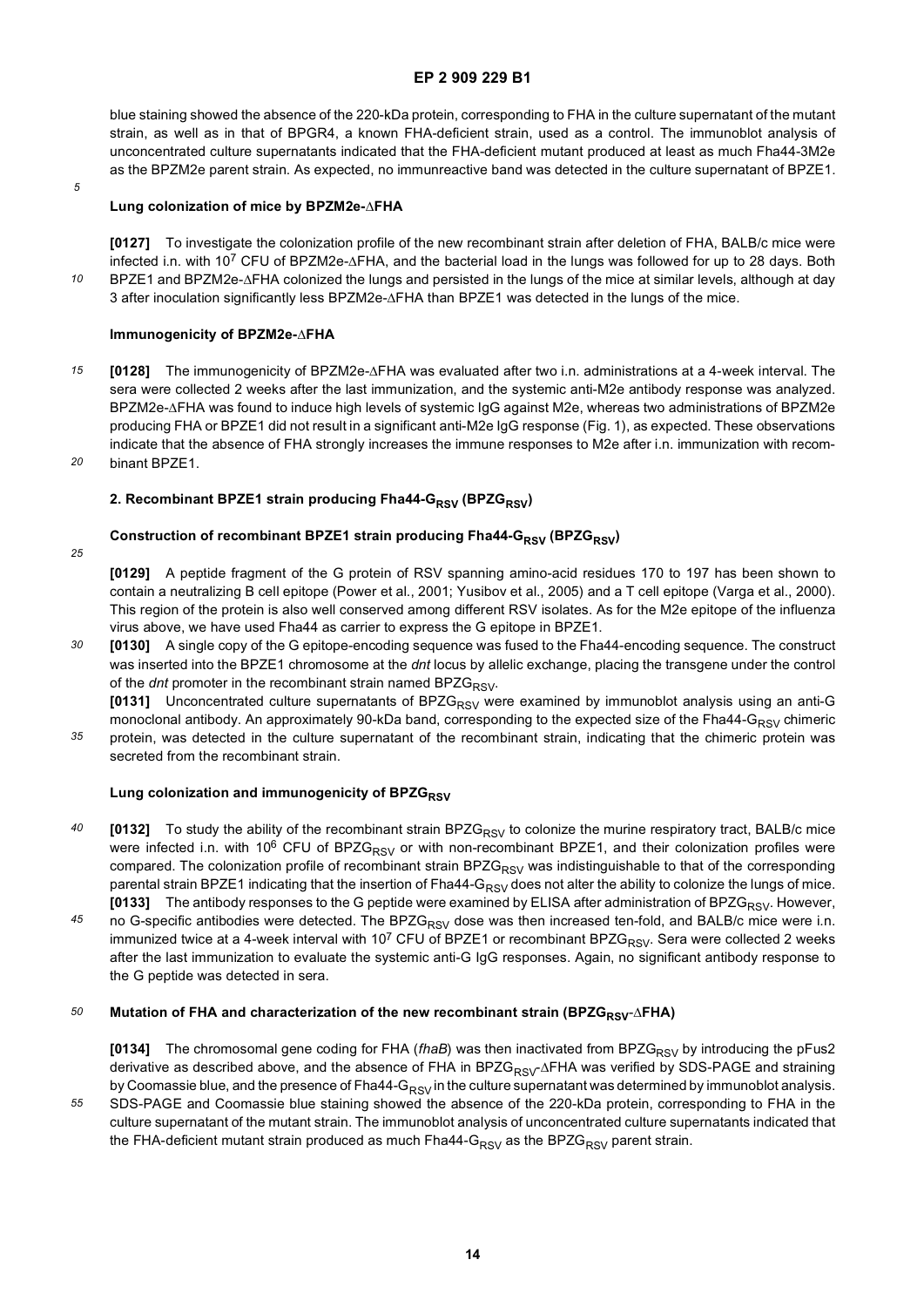blue staining showed the absence of the 220-kDa protein, corresponding to FHA in the culture supernatant of the mutant strain, as well as in that of BPGR4, a known FHA-deficient strain, used as a control. The immunoblot analysis of unconcentrated culture supernatants indicated that the FHA-deficient mutant produced at least as much Fha44-3M2e as the BPZM2e parent strain. As expected, no immunreactive band was detected in the culture supernatant of BPZE1.

#### Lung colonization of mice by BPZM2e-ΔFHA

**[0127]** To investigate the colonization profile of the new recombinant strain after deletion of FHA, BALB/c mice were infected i.n. with $10^7$ CFU of BPZM2e-ΔFHA, and the bacterial load in the lungs was followed for up to 28 days. Both BPZE1 and BPZM2e-ΔFHA colonized the lungs and persisted in the lungs of the mice at similar levels, although at day 3 after inoculation significantly less BPZM2e-ΔFHA than BPZE1 was detected in the lungs of the mice.

#### Immunogenicity of BPZM2e-ΔFHA

**[0128]** The immunogenicity of BPZM2e-ΔFHA was evaluated after two i.n. administrations at a 4-week interval. The sera were collected 2 weeks after the last immunization, and the systemic anti-M2e antibody response was analyzed. BPZM2e-ΔFHA was found to induce high levels of systemic IgG against M2e, whereas two administrations of BPZM2e producing FHA or BPZE1 did not result in a significant anti-M2e IgG response (Fig. 1), as expected. These observations indicate that the absence of FHA strongly increases the immune responses to M2e after i.n. immunization with recombinant BPZE1.

### 2. Recombinant BPZE1 strain producing Fha44-$G_{RSV}$ (BPZ$G_{RSV}$)

#### Construction of recombinant BPZE1 strain producing Fha44-$G_{RSV}$ (BPZ$G_{RSV}$)

**[0129]** A peptide fragment of the G protein of RSV spanning amino-acid residues 170 to 197 has been shown to contain a neutralizing B cell epitope (Power et al., 2001; Yusibov et al., 2005) and a T cell epitope (Varga et al., 2000). This region of the protein is also well conserved among different RSV isolates. As for the M2e epitope of the influenza virus above, we have used Fha44 as carrier to express the G epitope in BPZE1.

**[0130]** A single copy of the G epitope-encoding sequence was fused to the Fha44-encoding sequence. The construct was inserted into the BPZE1 chromosome at the *dnt* locus by allelic exchange, placing the transgene under the control of the *dnt* promoter in the recombinant strain named BPZ$G_{RSV}$.

**[0131]** Unconcentrated culture supernatants of BPZ$G_{RSV}$ were examined by immunoblot analysis using an anti-G monoclonal antibody. An approximately 90-kDa band, corresponding to the expected size of the Fha44-$G_{RSV}$ chimeric protein, was detected in the culture supernatant of the recombinant strain, indicating that the chimeric protein was secreted from the recombinant strain.

#### Lung colonization and immunogenicity of BPZ$G_{RSV}$

**[0132]** To study the ability of the recombinant strain BPZ$G_{RSV}$ to colonize the murine respiratory tract, BALB/c mice were infected i.n. with $10^6$ CFU of BPZ$G_{RSV}$ or with non-recombinant BPZE1, and their colonization profiles were compared. The colonization profile of recombinant strain BPZ$G_{RSV}$ was indistinguishable to that of the corresponding parental strain BPZE1 indicating that the insertion of Fha44-$G_{RSV}$ does not alter the ability to colonize the lungs of mice.

**[0133]** The antibody responses to the G peptide were examined by ELISA after administration of BPZ$G_{RSV}$. However, no G-specific antibodies were detected. The BPZ$G_{RSV}$ dose was then increased ten-fold, and BALB/c mice were i.n. immunized twice at a 4-week interval with $10^7$ CFU of BPZE1 or recombinant BPZ$G_{RSV}$. Sera were collected 2 weeks after the last immunization to evaluate the systemic anti-G IgG responses. Again, no significant antibody response to the G peptide was detected in sera.

#### Mutation of FHA and characterization of the new recombinant strain (BPZ$G_{RSV}$-ΔFHA)

**[0134]** The chromosomal gene coding for FHA (*fhaB*) was then inactivated from BPZ$G_{RSV}$ by introducing the pFus2 derivative as described above, and the absence of FHA in BPZ$G_{RSV}$-ΔFHA was verified by SDS-PAGE and straining by Coomassie blue, and the presence of Fha44-$G_{RSV}$ in the culture supernatant was determined by immunoblot analysis. SDS-PAGE and Coomassie blue staining showed the absence of the 220-kDa protein, corresponding to FHA in the culture supernatant of the mutant strain. The immunoblot analysis of unconcentrated culture supernatants indicated that the FHA-deficient mutant strain produced as much Fha44-$G_{RSV}$ as the BPZ$G_{RSV}$ parent strain.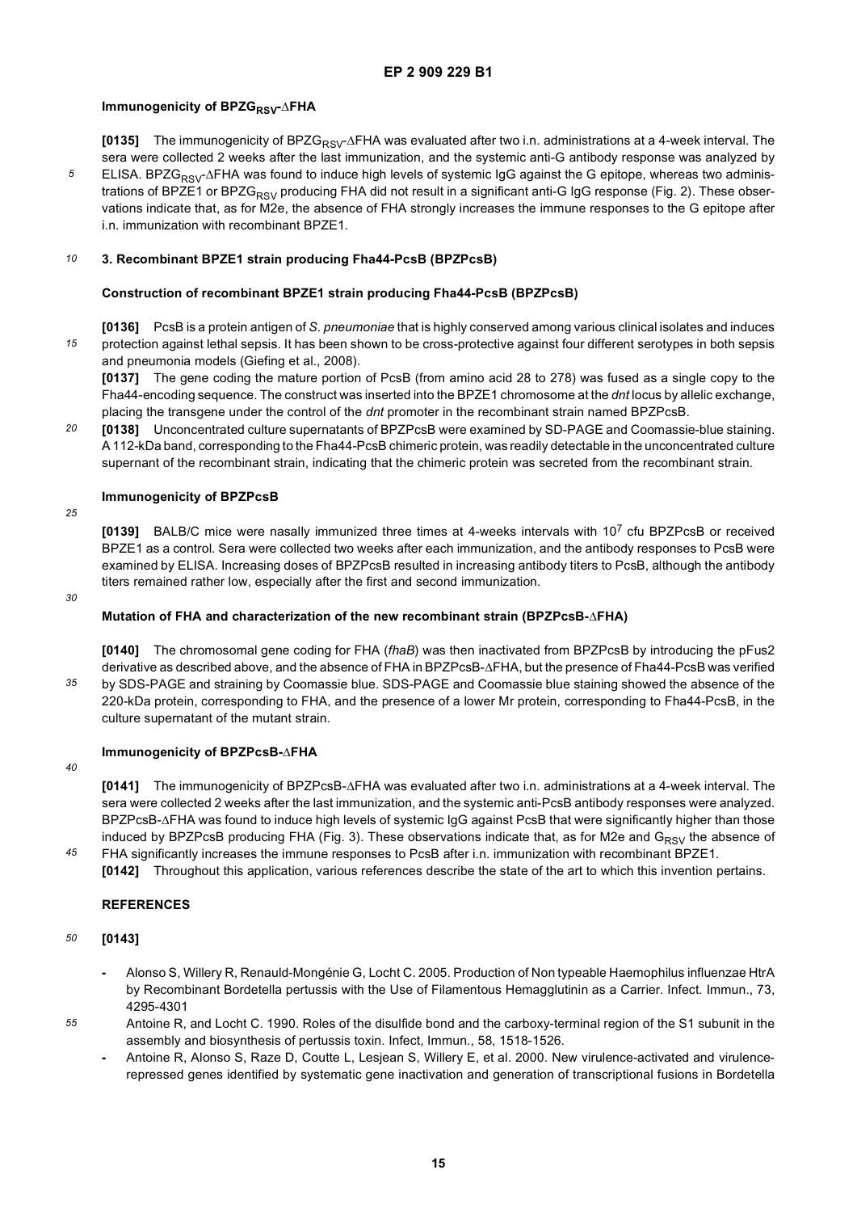### Immunogenicity of $BPZG_{RSV}$-ΔFHA

**[0135]** The immunogenicity of $BPZG_{RSV}$-ΔFHA was evaluated after two i.n. administrations at a 4-week interval. The sera were collected 2 weeks after the last immunization, and the systemic anti-G antibody response was analyzed by ELISA. $BPZG_{RSV}$-ΔFHA was found to induce high levels of systemic IgG against the G epitope, whereas two administrations of BPZE1 or $BPZG_{RSV}$ producing FHA did not result in a significant anti-G IgG response (Fig. 2). These observations indicate that, as for M2e, the absence of FHA strongly increases the immune responses to the G epitope after i.n. immunization with recombinant BPZE1.

## 3. Recombinant BPZE1 strain producing Fha44-PcsB (BPZPcsB)

### Construction of recombinant BPZE1 strain producing Fha44-PcsB (BPZPcsB)

**[0136]** PcsB is a protein antigen of *S. pneumoniae* that is highly conserved among various clinical isolates and induces protection against lethal sepsis. It has been shown to be cross-protective against four different serotypes in both sepsis and pneumonia models (Giefing et al., 2008).

**[0137]** The gene coding the mature portion of PcsB (from amino acid 28 to 278) was fused as a single copy to the Fha44-encoding sequence. The construct was inserted into the BPZE1 chromosome at the *dnt* locus by allelic exchange, placing the transgene under the control of the *dnt* promoter in the recombinant strain named BPZPcsB.

**[0138]** Unconcentrated culture supernatants of BPZPcsB were examined by SD-PAGE and Coomassie-blue staining. A 112-kDa band, corresponding to the Fha44-PcsB chimeric protein, was readily detectable in the unconcentrated culture supernant of the recombinant strain, indicating that the chimeric protein was secreted from the recombinant strain.

### Immunogenicity of BPZPcsB

**[0139]** BALB/C mice were nasally immunized three times at 4-weeks intervals with $10^7$ cfu BPZPcsB or received BPZE1 as a control. Sera were collected two weeks after each immunization, and the antibody responses to PcsB were examined by ELISA. Increasing doses of BPZPcsB resulted in increasing antibody titers to PcsB, although the antibody titers remained rather low, especially after the first and second immunization.

### Mutation of FHA and characterization of the new recombinant strain (BPZPcsB-ΔFHA)

**[0140]** The chromosomal gene coding for FHA (*fhaB*) was then inactivated from BPZPcsB by introducing the pFus2 derivative as described above, and the absence of FHA in BPZPcsB-ΔFHA, but the presence of Fha44-PcsB was verified by SDS-PAGE and straining by Coomassie blue. SDS-PAGE and Coomassie blue staining showed the absence of the 220-kDa protein, corresponding to FHA, and the presence of a lower Mr protein, corresponding to Fha44-PcsB, in the culture supernatant of the mutant strain.

### Immunogenicity of BPZPcsB-ΔFHA

**[0141]** The immunogenicity of BPZPcsB-ΔFHA was evaluated after two i.n. administrations at a 4-week interval. The sera were collected 2 weeks after the last immunization, and the systemic anti-PcsB antibody responses were analyzed. BPZPcsB-ΔFHA was found to induce high levels of systemic IgG against PcsB that were significantly higher than those induced by BPZPcsB producing FHA (Fig. 3). These observations indicate that, as for M2e and $G_{RSV}$ the absence of FHA significantly increases the immune responses to PcsB after i.n. immunization with recombinant BPZE1.

**[0142]** Throughout this application, various references describe the state of the art to which this invention pertains.

## REFERENCES

**[0143]**

- Alonso S, Willery R, Renauld-Mongénie G, Locht C. 2005. Production of Non typeable Haemophilus influenzae HtrA by Recombinant Bordetella pertussis with the Use of Filamentous Hemagglutinin as a Carrier. Infect. Immun., 73, 4295-4301
- Antoine R, and Locht C. 1990. Roles of the disulfide bond and the carboxy-terminal region of the S1 subunit in the assembly and biosynthesis of pertussis toxin. Infect, Immun., 58, 1518-1526.
- Antoine R, Alonso S, Raze D, Coutte L, Lesjean S, Willery E, et al. 2000. New virulence-activated and virulence-repressed genes identified by systematic gene inactivation and generation of transcriptional fusions in Bordetella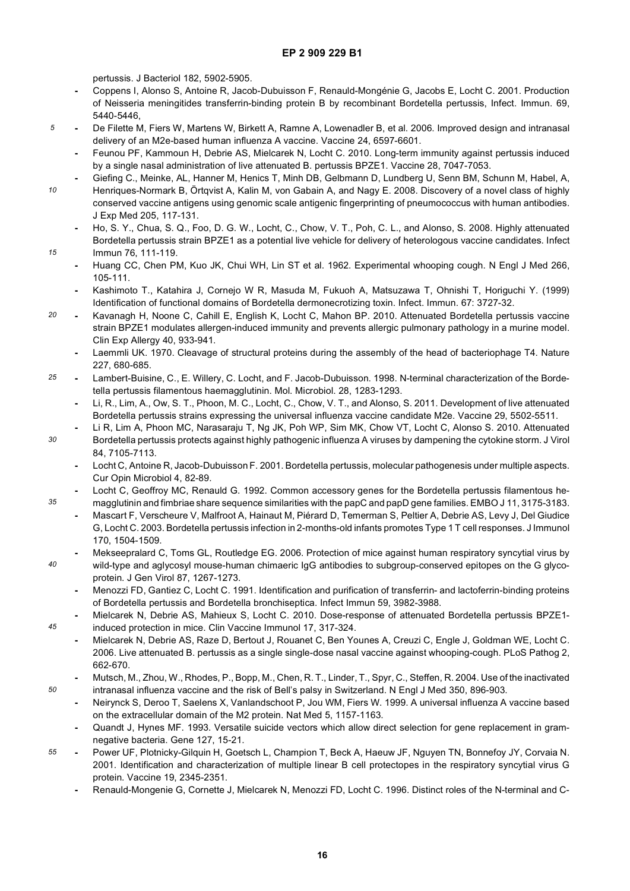pertussis. J Bacteriol 182, 5902-5905.

- Coppens I, Alonso S, Antoine R, Jacob-Dubuisson F, Renauld-Mongénie G, Jacobs E, Locht C. 2001. Production of Neisseria meningitides transferrin-binding protein B by recombinant Bordetella pertussis, Infect. Immun. 69, 5440-5446,
- De Filette M, Fiers W, Martens W, Birkett A, Ramne A, Lowenadler B, et al. 2006. Improved design and intranasal delivery of an M2e-based human influenza A vaccine. Vaccine 24, 6597-6601.
- Feunou PF, Kammoun H, Debrie AS, Mielcarek N, Locht C. 2010. Long-term immunity against pertussis induced by a single nasal administration of live attenuated B. pertussis BPZE1. Vaccine 28, 7047-7053.
- Giefing C., Meinke, AL, Hanner M, Henics T, Minh DB, Gelbmann D, Lundberg U, Senn BM, Schunn M, Habel, A, Henriques-Normark B, Örtqvist A, Kalin M, von Gabain A, and Nagy E. 2008. Discovery of a novel class of highly conserved vaccine antigens using genomic scale antigenic fingerprinting of pneumococcus with human antibodies. J Exp Med 205, 117-131.
- Ho, S. Y., Chua, S. Q., Foo, D. G. W., Locht, C., Chow, V. T., Poh, C. L., and Alonso, S. 2008. Highly attenuated Bordetella pertussis strain BPZE1 as a potential live vehicle for delivery of heterologous vaccine candidates. Infect Immun 76, 111-119.
- Huang CC, Chen PM, Kuo JK, Chui WH, Lin ST et al. 1962. Experimental whooping cough. N Engl J Med 266, 105-111.
- Kashimoto T., Katahira J, Cornejo W R, Masuda M, Fukuoh A, Matsuzawa T, Ohnishi T, Horiguchi Y. (1999) Identification of functional domains of Bordetella dermonecrotizing toxin. Infect. Immun. 67: 3727-32.
- Kavanagh H, Noone C, Cahill E, English K, Locht C, Mahon BP. 2010. Attenuated Bordetella pertussis vaccine strain BPZE1 modulates allergen-induced immunity and prevents allergic pulmonary pathology in a murine model. Clin Exp Allergy 40, 933-941.
- Laemmli UK. 1970. Cleavage of structural proteins during the assembly of the head of bacteriophage T4. Nature 227, 680-685.
- Lambert-Buisine, C., E. Willery, C. Locht, and F. Jacob-Dubuisson. 1998. N-terminal characterization of the Bordetella pertussis filamentous haemagglutinin. Mol. Microbiol. 28, 1283-1293.
- Li, R., Lim, A., Ow, S. T., Phoon, M. C., Locht, C., Chow, V. T., and Alonso, S. 2011. Development of live attenuated Bordetella pertussis strains expressing the universal influenza vaccine candidate M2e. Vaccine 29, 5502-5511.
- Li R, Lim A, Phoon MC, Narasaraju T, Ng JK, Poh WP, Sim MK, Chow VT, Locht C, Alonso S. 2010. Attenuated Bordetella pertussis protects against highly pathogenic influenza A viruses by dampening the cytokine storm. J Virol 84, 7105-7113.
- Locht C, Antoine R, Jacob-Dubuisson F. 2001. Bordetella pertussis, molecular pathogenesis under multiple aspects. Cur Opin Microbiol 4, 82-89.
- Locht C, Geoffroy MC, Renauld G. 1992. Common accessory genes for the Bordetella pertussis filamentous hemagglutinin and fimbriae share sequence similarities with the papC and papD gene families. EMBO J 11, 3175-3183.
- Mascart F, Verscheure V, Malfroot A, Hainaut M, Piérard D, Temerman S, Peltier A, Debrie AS, Levy J, Del Giudice G, Locht C. 2003. Bordetella pertussis infection in 2-months-old infants promotes Type 1 T cell responses. J Immunol 170, 1504-1509.
- Mekseepralard C, Toms GL, Routledge EG. 2006. Protection of mice against human respiratory syncytial virus by wild-type and aglycosyl mouse-human chimaeric IgG antibodies to subgroup-conserved epitopes on the G glycoprotein. J Gen Virol 87, 1267-1273.
- Menozzi FD, Gantiez C, Locht C. 1991. Identification and purification of transferrin- and lactoferrin-binding proteins of Bordetella pertussis and Bordetella bronchiseptica. Infect Immun 59, 3982-3988.
- Mielcarek N, Debrie AS, Mahieux S, Locht C. 2010. Dose-response of attenuated Bordetella pertussis BPZE1-induced protection in mice. Clin Vaccine Immunol 17, 317-324.
- Mielcarek N, Debrie AS, Raze D, Bertout J, Rouanet C, Ben Younes A, Creuzi C, Engle J, Goldman WE, Locht C. 2006. Live attenuated B. pertussis as a single single-dose nasal vaccine against whooping-cough. PLoS Pathog 2, 662-670.
- Mutsch, M., Zhou, W., Rhodes, P., Bopp, M., Chen, R. T., Linder, T., Spyr, C., Steffen, R. 2004. Use of the inactivated intranasal influenza vaccine and the risk of Bell's palsy in Switzerland. N Engl J Med 350, 896-903.
- Neirynck S, Deroo T, Saelens X, Vanlandschoot P, Jou WM, Fiers W. 1999. A universal influenza A vaccine based on the extracellular domain of the M2 protein. Nat Med 5, 1157-1163.
- Quandt J, Hynes MF. 1993. Versatile suicide vectors which allow direct selection for gene replacement in gram-negative bacteria. Gene 127, 15-21.
- Power UF, Plotnicky-Gilquin H, Goetsch L, Champion T, Beck A, Haeuw JF, Nguyen TN, Bonnefoy JY, Corvaia N. 2001. Identification and characterization of multiple linear B cell protectopes in the respiratory syncytial virus G protein. Vaccine 19, 2345-2351.
- Renauld-Mongenie G, Cornette J, Mielcarek N, Menozzi FD, Locht C. 1996. Distinct roles of the N-terminal and C-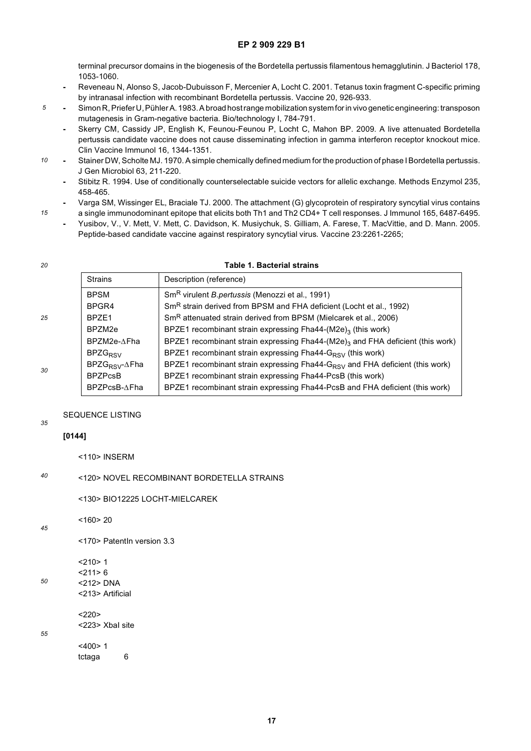terminal precursor domains in the biogenesis of the Bordetella pertussis filamentous hemagglutinin. J Bacteriol 178, 1053-1060.

- Reveneau N, Alonso S, Jacob-Dubuisson F, Mercenier A, Locht C. 2001. Tetanus toxin fragment C-specific priming by intranasal infection with recombinant Bordetella pertussis. Vaccine 20, 926-933.
- Simon R, Priefer U, Pühler A. 1983. A broad host range mobilization system for in vivo genetic engineering: transposon mutagenesis in Gram-negative bacteria. Bio/technology I, 784-791.
- Skerry CM, Cassidy JP, English K, Feunou-Feunou P, Locht C, Mahon BP. 2009. A live attenuated Bordetella pertussis candidate vaccine does not cause disseminating infection in gamma interferon receptor knockout mice. Clin Vaccine Immunol 16, 1344-1351.
- Stainer DW, Scholte MJ. 1970. A simple chemically defined medium for the production of phase I Bordetella pertussis. J Gen Microbiol 63, 211-220.
- Stibitz R. 1994. Use of conditionally counterselectable suicide vectors for allelic exchange. Methods Enzymol 235, 458-465.
- Varga SM, Wissinger EL, Braciale TJ. 2000. The attachment (G) glycoprotein of respiratory syncytial virus contains a single immunodominant epitope that elicits both Th1 and Th2 CD4+ T cell responses. J Immunol 165, 6487-6495.
- Yusibov, V., V. Mett, V. Mett, C. Davidson, K. Musiychuk, S. Gilliam, A. Farese, T. MacVittie, and D. Mann. 2005. Peptide-based candidate vaccine against respiratory syncytial virus. Vaccine 23:2261-2265;

**Table 1. Bacterial strains**

| Strains | Description (reference) |
|---|---|
| BPSM | $Sm^R$ virulent *B.pertussis* (Menozzi et al., 1991) |
| BPGR4 | $Sm^R$ strain derived from BPSM and FHA deficient (Locht et al., 1992) |
| BPZE1 | $Sm^R$ attenuated strain derived from BPSM (Mielcarek et al., 2006) |
| BPZM2e | BPZE1 recombinant strain expressing Fha44-$(M2e)_3$ (this work) |
| BPZM2e-ΔFha | BPZE1 recombinant strain expressing Fha44-$(M2e)_3$ and FHA deficient (this work) |
| $BPZG_{RSV}$ | BPZE1 recombinant strain expressing Fha44-$G_{RSV}$ (this work) |
| $BPZG_{RSV}$-ΔFha | BPZE1 recombinant strain expressing Fha44-$G_{RSV}$ and FHA deficient (this work) |
| BPZPcsB | BPZE1 recombinant strain expressing Fha44-PcsB (this work) |
| BPZPcsB-ΔFha | BPZE1 recombinant strain expressing Fha44-PcsB and FHA deficient (this work) |

SEQUENCE LISTING

**[0144]**

<110> INSERM

<120> NOVEL RECOMBINANT BORDETELLA STRAINS

<130> BIO12225 LOCHT-MIELCAREK

<160> 20

<170> PatentIn version 3.3

<210> 1
<211> 6
<212> DNA
<213> Artificial

<220>
<223> XbaI site

<400> 1
tctaga 6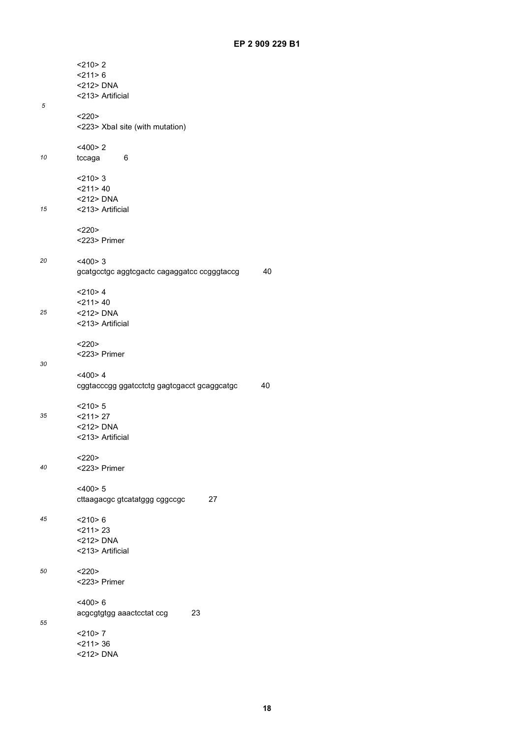<210> 2
<211> 6
<212> DNA
<213> Artificial

<220>
<223> XbaI site (with mutation)

<400> 2
tccaga 6

<210> 3
<211> 40
<212> DNA
<213> Artificial

<220>
<223> Primer

<400> 3
gcatgcctgc aggtcgactc cagaggatcc ccgggtaccg 40

<210> 4
<211> 40
<212> DNA
<213> Artificial

<220>
<223> Primer

<400> 4
cggtacccgg ggatcctctg gagtcgacct gcaggcatgc 40

<210> 5
<211> 27
<212> DNA
<213> Artificial

<220>
<223> Primer

<400> 5
cttaagacgc gtcatatggg cggccgc 27

<210> 6
<211> 23
<212> DNA
<213> Artificial

<220>
<223> Primer

<400> 6
acgcgtgtgg aaactcctat ccg 23

<210> 7
<211> 36
<212> DNA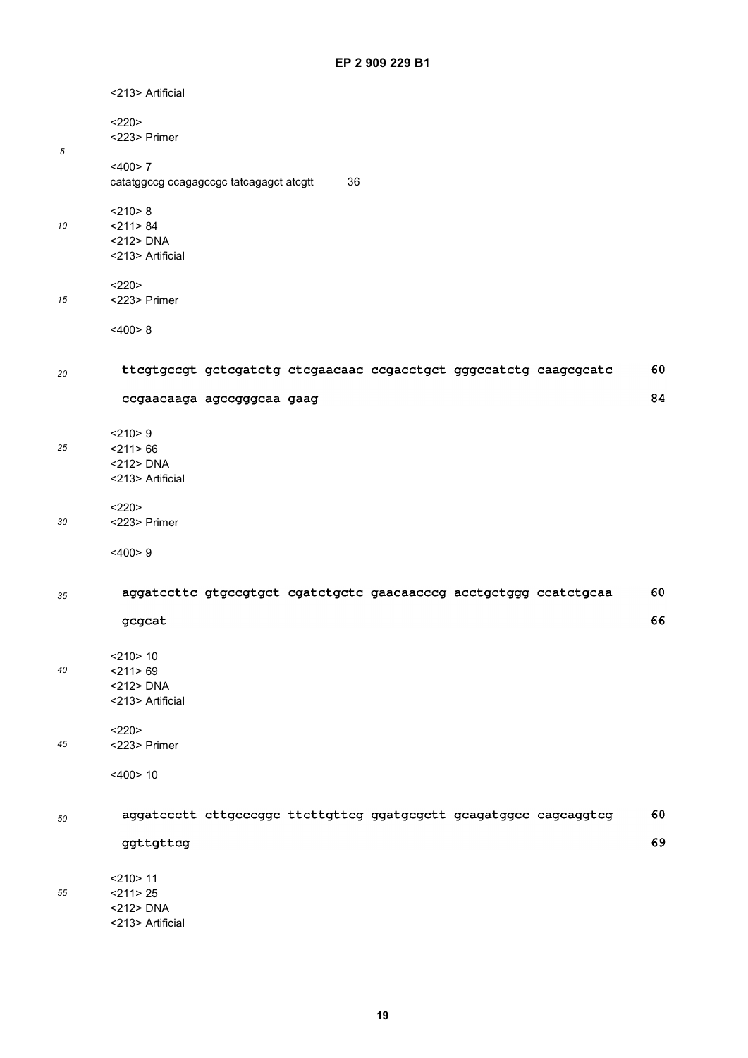<213> Artificial

<220>
<223> Primer

<400> 7
catatggccg ccagagccgc tatcagagct atcgtt 36

<210> 8
<211> 84
<212> DNA
<213> Artificial

<220>
<223> Primer

<400> 8

```
ttcgtgccgt gctcgatctg ctcgaacaac ccgacctgct gggccatctg caagcgcatc    60

ccgaacaaga agccgggcaa gaag                                            84
```

<210> 9
<211> 66
<212> DNA
<213> Artificial

<220>
<223> Primer

<400> 9

```
aggatccttc gtgccgtgct cgatctgctc gaacaacccg acctgctggg ccatctgcaa    60

gcgcat                                                                66
```

<210> 10
<211> 69
<212> DNA
<213> Artificial

<220>
<223> Primer

<400> 10

```
aggatccctt cttgcccggc ttcttgttcg ggatgcgctt gcagatggcc cagcaggtcg    60

ggttgttcg                                                             69
```

<210> 11
<211> 25
<212> DNA
<213> Artificial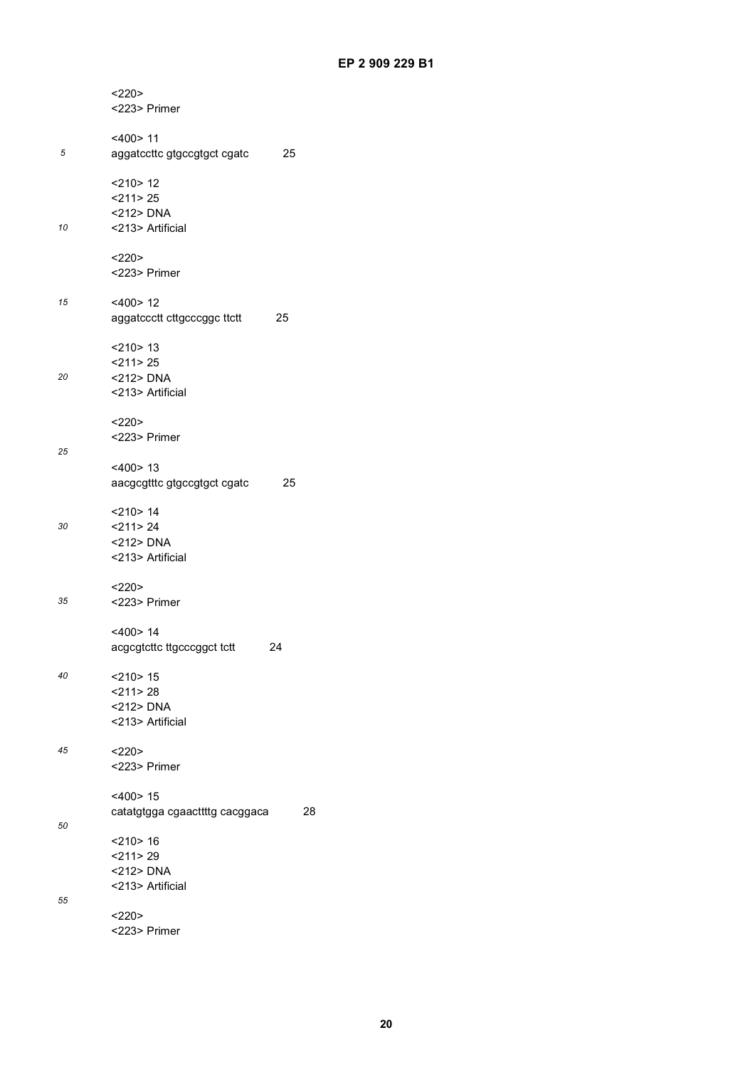<220>
<223> Primer

<400> 11
aggatccttc gtgccgtgct cgatc 25

<210> 12
<211> 25
<212> DNA
<213> Artificial

<220>
<223> Primer

<400> 12
aggatccctt cttgcccggc ttctt 25

<210> 13
<211> 25
<212> DNA
<213> Artificial

<220>
<223> Primer

<400> 13
aacgcgtttc gtgccgtgct cgatc 25

<210> 14
<211> 24
<212> DNA
<213> Artificial

<220>
<223> Primer

<400> 14
acgcgtcttc ttgcccggct tctt 24

<210> 15
<211> 28
<212> DNA
<213> Artificial

<220>
<223> Primer

<400> 15
catatgtgga cgaacttttg cacggaca 28

<210> 16
<211> 29
<212> DNA
<213> Artificial

<220>
<223> Primer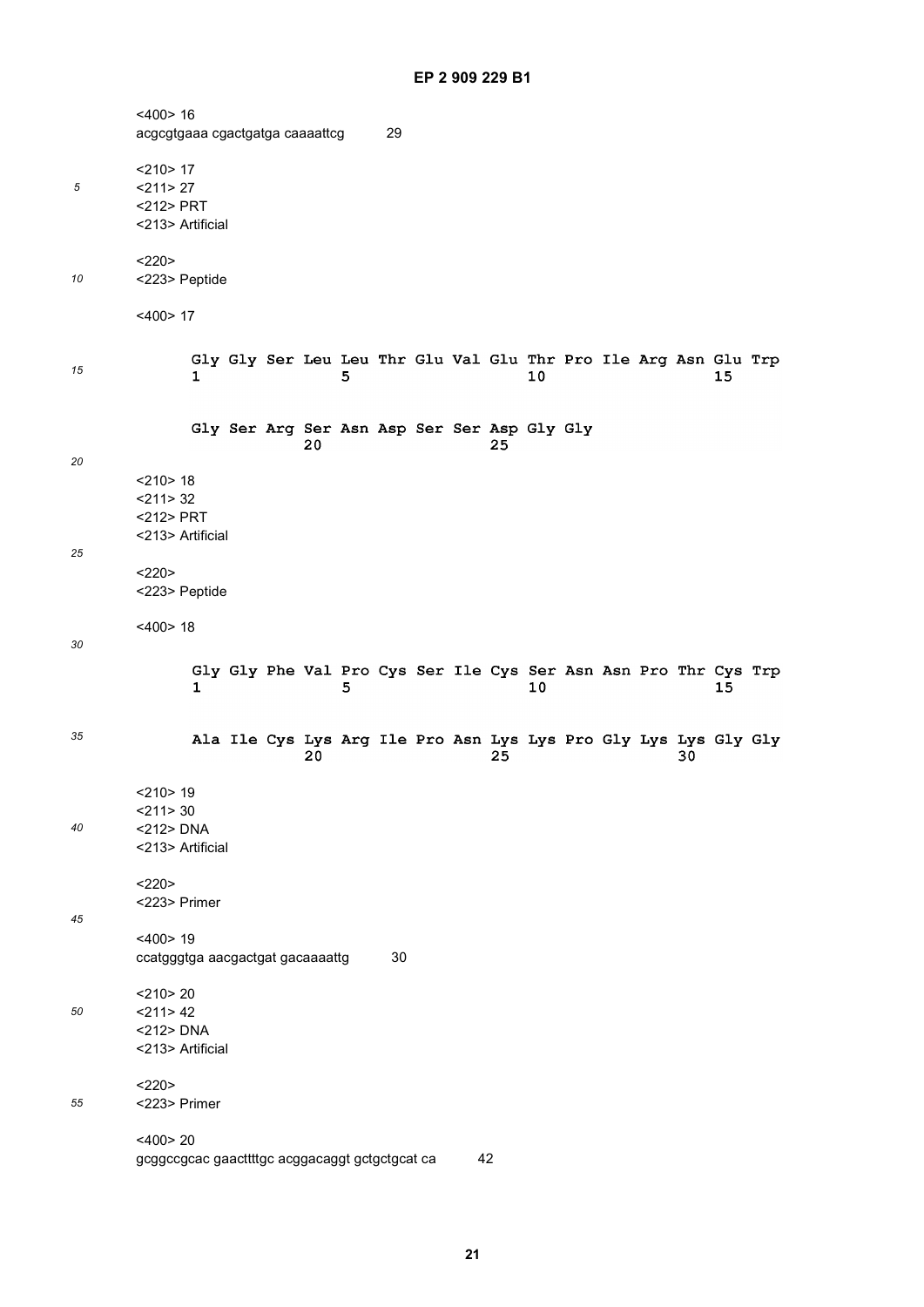<400> 16
acgcgtgaaa cgactgatga caaaattcg 29

<210> 17
<211> 27
<212> PRT
<213> Artificial

<220>
<223> Peptide

<400> 17

```
Gly Gly Ser Leu Leu Thr Glu Val Glu Thr Pro Ile Arg Asn Glu Trp
1               5                   10                  15

Gly Ser Arg Ser Asn Asp Ser Ser Asp Gly Gly
            20                  25
```

<210> 18
<211> 32
<212> PRT
<213> Artificial

<220>
<223> Peptide

<400> 18

```
Gly Gly Phe Val Pro Cys Ser Ile Cys Ser Asn Asn Pro Thr Cys Trp
1               5                   10                  15

Ala Ile Cys Lys Arg Ile Pro Asn Lys Lys Pro Gly Lys Lys Gly Gly
            20                  25                  30
```

<210> 19
<211> 30
<212> DNA
<213> Artificial

<220>
<223> Primer

<400> 19
ccatgggtga aacgactgat gacaaaattg 30

<210> 20
<211> 42
<212> DNA
<213> Artificial

<220>
<223> Primer

<400> 20
gcggccgcac gaacttttgc acggacaggt gctgctgcat ca 42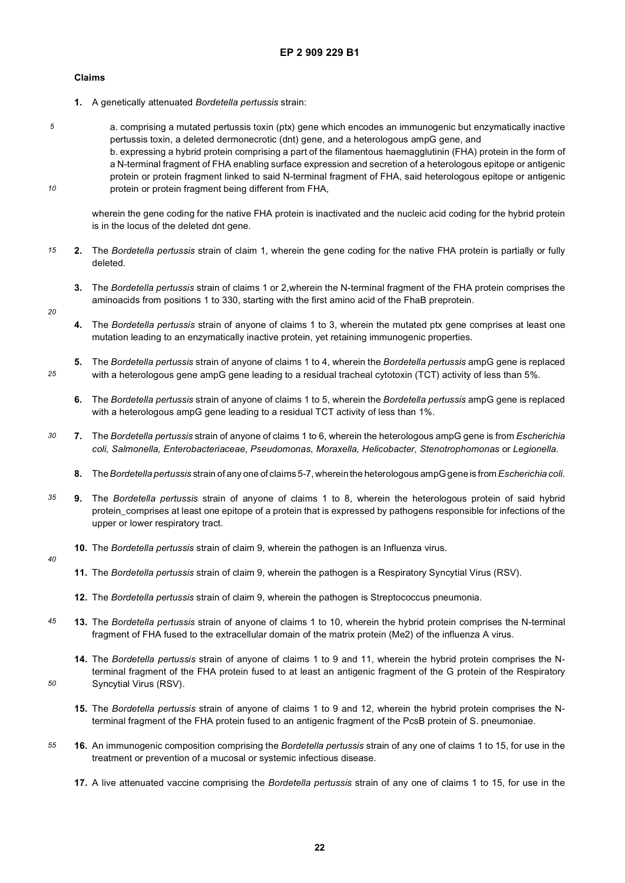## Claims

1. A genetically attenuated *Bordetella pertussis* strain:

   a. comprising a mutated pertussis toxin (ptx) gene which encodes an immunogenic but enzymatically inactive pertussis toxin, a deleted dermonecrotic (dnt) gene, and a heterologous ampG gene, and
   b. expressing a hybrid protein comprising a part of the filamentous haemagglutinin (FHA) protein in the form of a N-terminal fragment of FHA enabling surface expression and secretion of a heterologous epitope or antigenic protein or protein fragment linked to said N-terminal fragment of FHA, said heterologous epitope or antigenic protein or protein fragment being different from FHA,

   wherein the gene coding for the native FHA protein is inactivated and the nucleic acid coding for the hybrid protein is in the locus of the deleted dnt gene.

2. The *Bordetella pertussis* strain of claim 1, wherein the gene coding for the native FHA protein is partially or fully deleted.

3. The *Bordetella pertussis* strain of claims 1 or 2,wherein the N-terminal fragment of the FHA protein comprises the aminoacids from positions 1 to 330, starting with the first amino acid of the FhaB preprotein.

4. The *Bordetella pertussis* strain of anyone of claims 1 to 3, wherein the mutated ptx gene comprises at least one mutation leading to an enzymatically inactive protein, yet retaining immunogenic properties.

5. The *Bordetella pertussis* strain of anyone of claims 1 to 4, wherein the *Bordetella pertussis* ampG gene is replaced with a heterologous gene ampG gene leading to a residual tracheal cytotoxin (TCT) activity of less than 5%.

6. The *Bordetella pertussis* strain of anyone of claims 1 to 5, wherein the *Bordetella pertussis* ampG gene is replaced with a heterologous ampG gene leading to a residual TCT activity of less than 1%.

7. The *Bordetella pertussis* strain of anyone of claims 1 to 6, wherein the heterologous ampG gene is from *Escherichia coli, Salmonella, Enterobacteriaceae, Pseudomonas, Moraxella, Helicobacter, Stenotrophomonas* or *Legionella*.

8. The *Bordetella pertussis* strain of any one of claims 5-7, wherein the heterologous ampG gene is from *Escherichia coli*.

9. The *Bordetella pertussis* strain of anyone of claims 1 to 8, wherein the heterologous protein of said hybrid protein_comprises at least one epitope of a protein that is expressed by pathogens responsible for infections of the upper or lower respiratory tract.

10. The *Bordetella pertussis* strain of claim 9, wherein the pathogen is an Influenza virus.

11. The *Bordetella pertussis* strain of claim 9, wherein the pathogen is a Respiratory Syncytial Virus (RSV).

12. The *Bordetella pertussis* strain of claim 9, wherein the pathogen is Streptococcus pneumonia.

13. The *Bordetella pertussis* strain of anyone of claims 1 to 10, wherein the hybrid protein comprises the N-terminal fragment of FHA fused to the extracellular domain of the matrix protein (Me2) of the influenza A virus.

14. The *Bordetella pertussis* strain of anyone of claims 1 to 9 and 11, wherein the hybrid protein comprises the N-terminal fragment of the FHA protein fused to at least an antigenic fragment of the G protein of the Respiratory Syncytial Virus (RSV).

15. The *Bordetella pertussis* strain of anyone of claims 1 to 9 and 12, wherein the hybrid protein comprises the N-terminal fragment of the FHA protein fused to an antigenic fragment of the PcsB protein of S. pneumoniae.

16. An immunogenic composition comprising the *Bordetella pertussis* strain of any one of claims 1 to 15, for use in the treatment or prevention of a mucosal or systemic infectious disease.

17. A live attenuated vaccine comprising the *Bordetella pertussis* strain of any one of claims 1 to 15, for use in the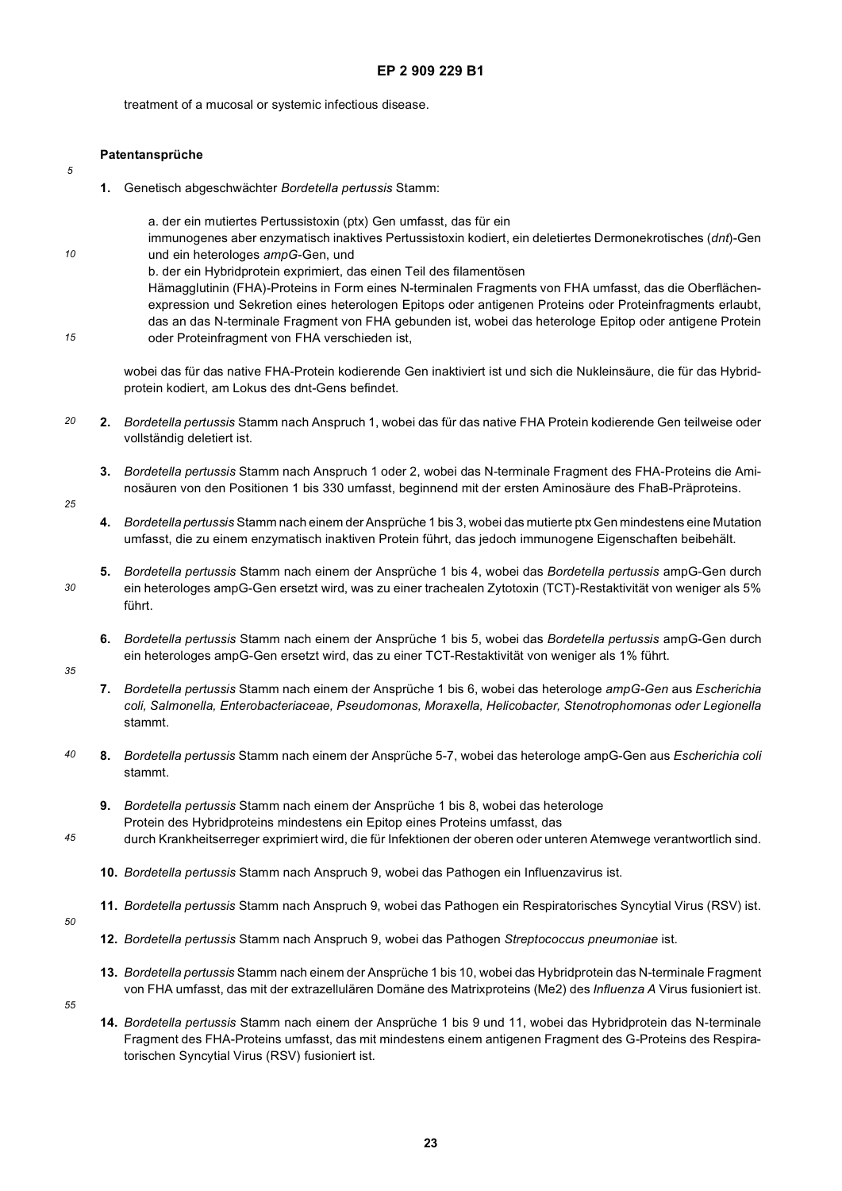treatment of a mucosal or systemic infectious disease.

## Patentansprüche

**1.** Genetisch abgeschwächter *Bordetella pertussis* Stamm:

a. der ein mutiertes Pertussistoxin (ptx) Gen umfasst, das für ein immunogenes aber enzymatisch inaktives Pertussistoxin kodiert, ein deletiertes Dermonekrotisches (*dnt*)-Gen und ein heterologes *ampG*-Gen, und

b. der ein Hybridprotein exprimiert, das einen Teil des filamentösen Hämagglutinin (FHA)-Proteins in Form eines N-terminalen Fragments von FHA umfasst, das die Oberflächenexpression und Sekretion eines heterologen Epitops oder antigenen Proteins oder Proteinfragments erlaubt, das an das N-terminale Fragment von FHA gebunden ist, wobei das heterologe Epitop oder antigene Protein oder Proteinfragment von FHA verschieden ist,

wobei das für das native FHA-Protein kodierende Gen inaktiviert ist und sich die Nukleinsäure, die für das Hybridprotein kodiert, am Lokus des dnt-Gens befindet.

**2.** *Bordetella pertussis* Stamm nach Anspruch 1, wobei das für das native FHA Protein kodierende Gen teilweise oder vollständig deletiert ist.

**3.** *Bordetella pertussis* Stamm nach Anspruch 1 oder 2, wobei das N-terminale Fragment des FHA-Proteins die Aminosäuren von den Positionen 1 bis 330 umfasst, beginnend mit der ersten Aminosäure des FhaB-Präproteins.

**4.** *Bordetella pertussis* Stamm nach einem der Ansprüche 1 bis 3, wobei das mutierte ptx Gen mindestens eine Mutation umfasst, die zu einem enzymatisch inaktiven Protein führt, das jedoch immunogene Eigenschaften beibehält.

**5.** *Bordetella pertussis* Stamm nach einem der Ansprüche 1 bis 4, wobei das *Bordetella pertussis* ampG-Gen durch ein heterologes ampG-Gen ersetzt wird, was zu einer trachealen Zytotoxin (TCT)-Restaktivität von weniger als 5% führt.

**6.** *Bordetella pertussis* Stamm nach einem der Ansprüche 1 bis 5, wobei das *Bordetella pertussis* ampG-Gen durch ein heterologes ampG-Gen ersetzt wird, das zu einer TCT-Restaktivität von weniger als 1% führt.

**7.** *Bordetella pertussis* Stamm nach einem der Ansprüche 1 bis 6, wobei das heterologe *ampG-Gen* aus *Escherichia coli, Salmonella, Enterobacteriaceae, Pseudomonas, Moraxella, Helicobacter, Stenotrophomonas oder Legionella* stammt.

**8.** *Bordetella pertussis* Stamm nach einem der Ansprüche 5-7, wobei das heterologe ampG-Gen aus *Escherichia coli* stammt.

**9.** *Bordetella pertussis* Stamm nach einem der Ansprüche 1 bis 8, wobei das heterologe Protein des Hybridproteins mindestens ein Epitop eines Proteins umfasst, das durch Krankheitserreger exprimiert wird, die für Infektionen der oberen oder unteren Atemwege verantwortlich sind.

**10.** *Bordetella pertussis* Stamm nach Anspruch 9, wobei das Pathogen ein Influenzavirus ist.

**11.** *Bordetella pertussis* Stamm nach Anspruch 9, wobei das Pathogen ein Respiratorisches Syncytial Virus (RSV) ist.

**12.** *Bordetella pertussis* Stamm nach Anspruch 9, wobei das Pathogen *Streptococcus pneumoniae* ist.

**13.** *Bordetella pertussis* Stamm nach einem der Ansprüche 1 bis 10, wobei das Hybridprotein das N-terminale Fragment von FHA umfasst, das mit der extrazellulären Domäne des Matrixproteins (Me2) des *Influenza A* Virus fusioniert ist.

**14.** *Bordetella pertussis* Stamm nach einem der Ansprüche 1 bis 9 und 11, wobei das Hybridprotein das N-terminale Fragment des FHA-Proteins umfasst, das mit mindestens einem antigenen Fragment des G-Proteins des Respiratorischen Syncytial Virus (RSV) fusioniert ist.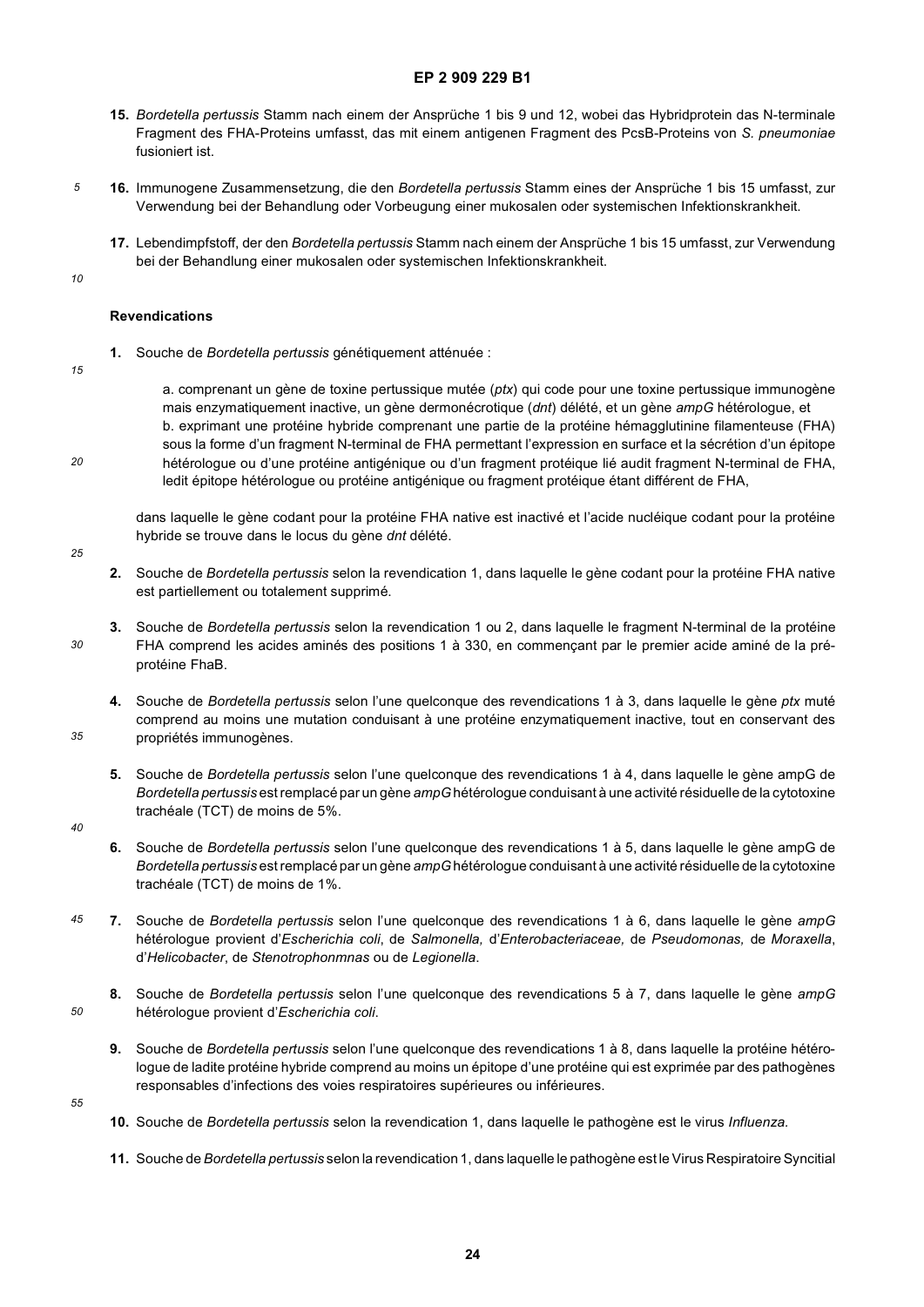15. *Bordetella pertussis* Stamm nach einem der Ansprüche 1 bis 9 und 12, wobei das Hybridprotein das N-terminale Fragment des FHA-Proteins umfasst, das mit einem antigenen Fragment des PcsB-Proteins von *S. pneumoniae* fusioniert ist.

16. Immunogene Zusammensetzung, die den *Bordetella pertussis* Stamm eines der Ansprüche 1 bis 15 umfasst, zur Verwendung bei der Behandlung oder Vorbeugung einer mukosalen oder systemischen Infektionskrankheit.

17. Lebendimpfstoff, der den *Bordetella pertussis* Stamm nach einem der Ansprüche 1 bis 15 umfasst, zur Verwendung bei der Behandlung einer mukosalen oder systemischen Infektionskrankheit.

## Revendications

1. Souche de *Bordetella pertussis* génétiquement atténuée :

   a. comprenant un gène de toxine pertussique mutée (*ptx*) qui code pour une toxine pertussique immunogène mais enzymatiquement inactive, un gène dermonécrotique (*dnt*) délété, et un gène *ampG* hétérologue, et
   b. exprimant une protéine hybride comprenant une partie de la protéine hémagglutinine filamenteuse (FHA) sous la forme d'un fragment N-terminal de FHA permettant l'expression en surface et la sécrétion d'un épitope hétérologue ou d'une protéine antigénique ou d'un fragment protéique lié audit fragment N-terminal de FHA, ledit épitope hétérologue ou protéine antigénique ou fragment protéique étant différent de FHA,

   dans laquelle le gène codant pour la protéine FHA native est inactivé et l'acide nucléique codant pour la protéine hybride se trouve dans le locus du gène *dnt* délété.

2. Souche de *Bordetella pertussis* selon la revendication 1, dans laquelle le gène codant pour la protéine FHA native est partiellement ou totalement supprimé.

3. Souche de *Bordetella pertussis* selon la revendication 1 ou 2, dans laquelle le fragment N-terminal de la protéine FHA comprend les acides aminés des positions 1 à 330, en commençant par le premier acide aminé de la pré-protéine FhaB.

4. Souche de *Bordetella pertussis* selon l'une quelconque des revendications 1 à 3, dans laquelle le gène *ptx* muté comprend au moins une mutation conduisant à une protéine enzymatiquement inactive, tout en conservant des propriétés immunogènes.

5. Souche de *Bordetella pertussis* selon l'une quelconque des revendications 1 à 4, dans laquelle le gène ampG de *Bordetella pertussis* est remplacé par un gène *ampG* hétérologue conduisant à une activité résiduelle de la cytotoxine trachéale (TCT) de moins de 5%.

6. Souche de *Bordetella pertussis* selon l'une quelconque des revendications 1 à 5, dans laquelle le gène ampG de *Bordetella pertussis* est remplacé par un gène *ampG* hétérologue conduisant à une activité résiduelle de la cytotoxine trachéale (TCT) de moins de 1%.

7. Souche de *Bordetella pertussis* selon l'une quelconque des revendications 1 à 6, dans laquelle le gène *ampG* hétérologue provient d'*Escherichia coli*, de *Salmonella,* d'*Enterobacteriaceae,* de *Pseudomonas,* de *Moraxella*, d'*Helicobacter*, de *Stenotrophonmnas* ou de *Legionella*.

8. Souche de *Bordetella pertussis* selon l'une quelconque des revendications 5 à 7, dans laquelle le gène *ampG* hétérologue provient d'*Escherichia coli*.

9. Souche de *Bordetella pertussis* selon l'une quelconque des revendications 1 à 8, dans laquelle la protéine hétérologue de ladite protéine hybride comprend au moins un épitope d'une protéine qui est exprimée par des pathogènes responsables d'infections des voies respiratoires supérieures ou inférieures.

10. Souche de *Bordetella pertussis* selon la revendication 1, dans laquelle le pathogène est le virus *Influenza*.

11. Souche de *Bordetella pertussis* selon la revendication 1, dans laquelle le pathogène est le Virus Respiratoire Syncitial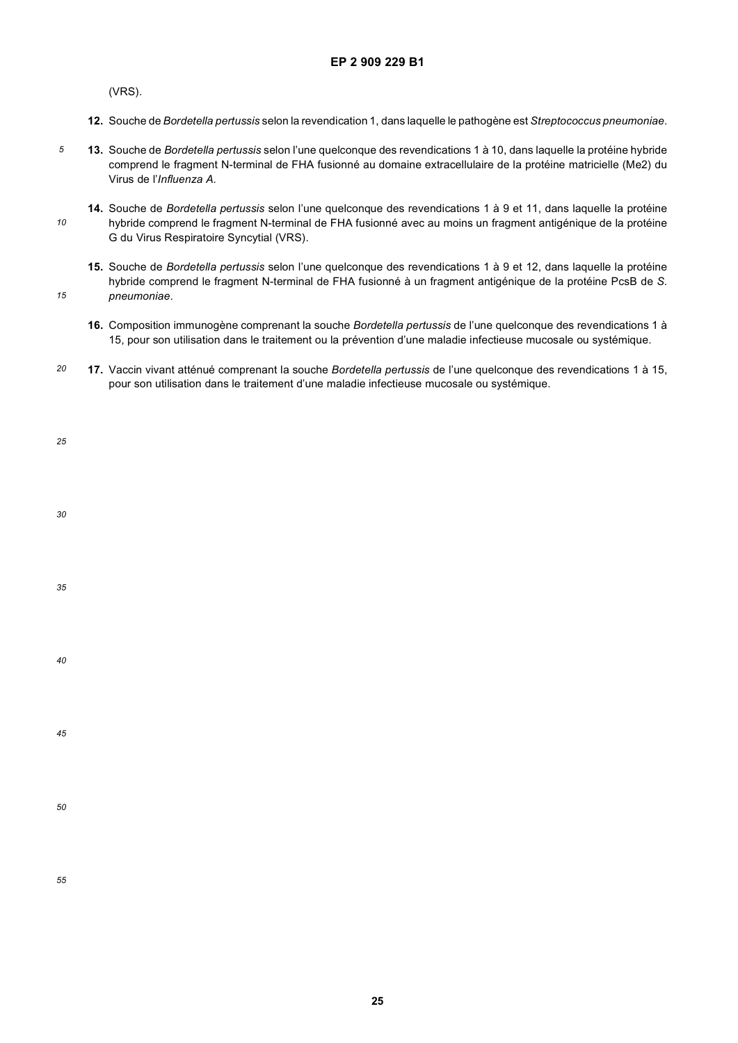(VRS).

**12.** Souche de *Bordetella pertussis* selon la revendication 1, dans laquelle le pathogène est *Streptococcus pneumoniae*.

**13.** Souche de *Bordetella pertussis* selon l'une quelconque des revendications 1 à 10, dans laquelle la protéine hybride comprend le fragment N-terminal de FHA fusionné au domaine extracellulaire de la protéine matricielle (Me2) du Virus de l'*Influenza A*.

**14.** Souche de *Bordetella pertussis* selon l'une quelconque des revendications 1 à 9 et 11, dans laquelle la protéine hybride comprend le fragment N-terminal de FHA fusionné avec au moins un fragment antigénique de la protéine G du Virus Respiratoire Syncytial (VRS).

**15.** Souche de *Bordetella pertussis* selon l'une quelconque des revendications 1 à 9 et 12, dans laquelle la protéine hybride comprend le fragment N-terminal de FHA fusionné à un fragment antigénique de la protéine PcsB de *S. pneumoniae*.

**16.** Composition immunogène comprenant la souche *Bordetella pertussis* de l'une quelconque des revendications 1 à 15, pour son utilisation dans le traitement ou la prévention d'une maladie infectieuse mucosale ou systémique.

**17.** Vaccin vivant atténué comprenant la souche *Bordetella pertussis* de l'une quelconque des revendications 1 à 15, pour son utilisation dans le traitement d'une maladie infectieuse mucosale ou systémique.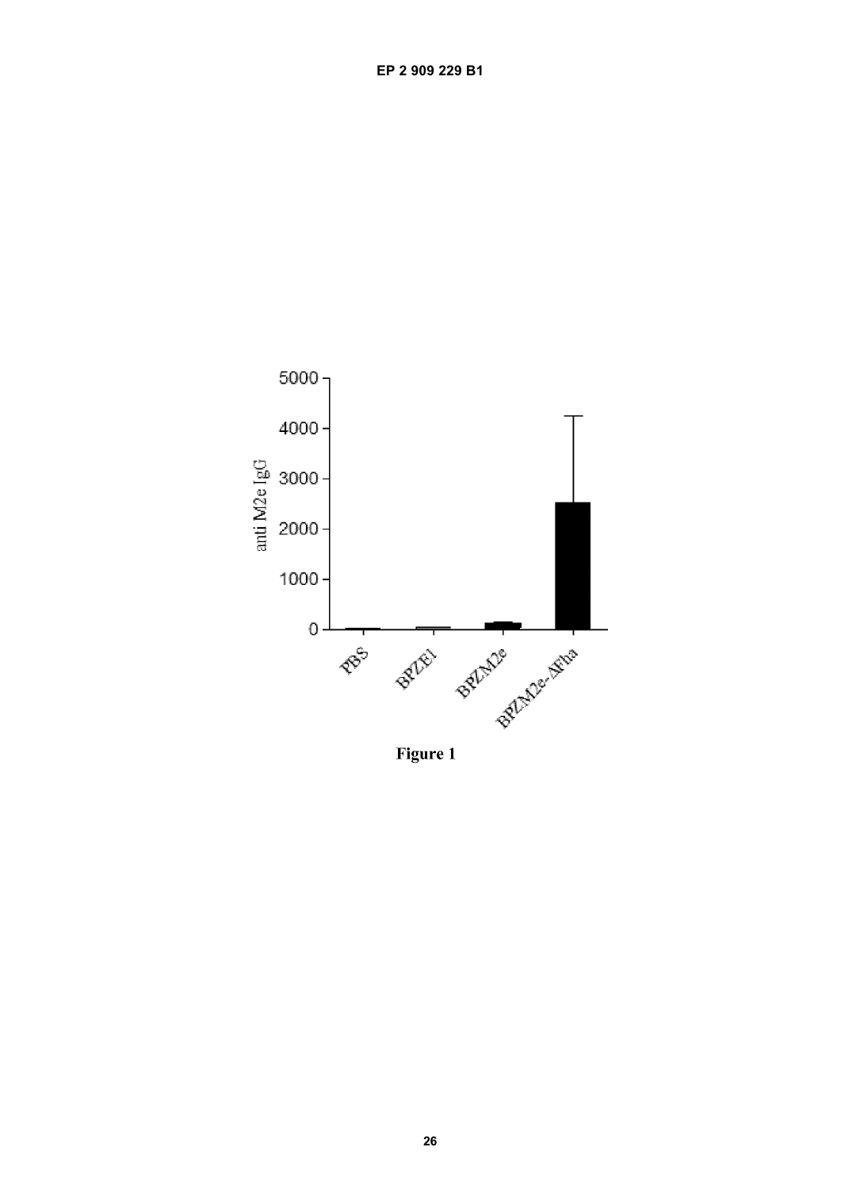Figure 1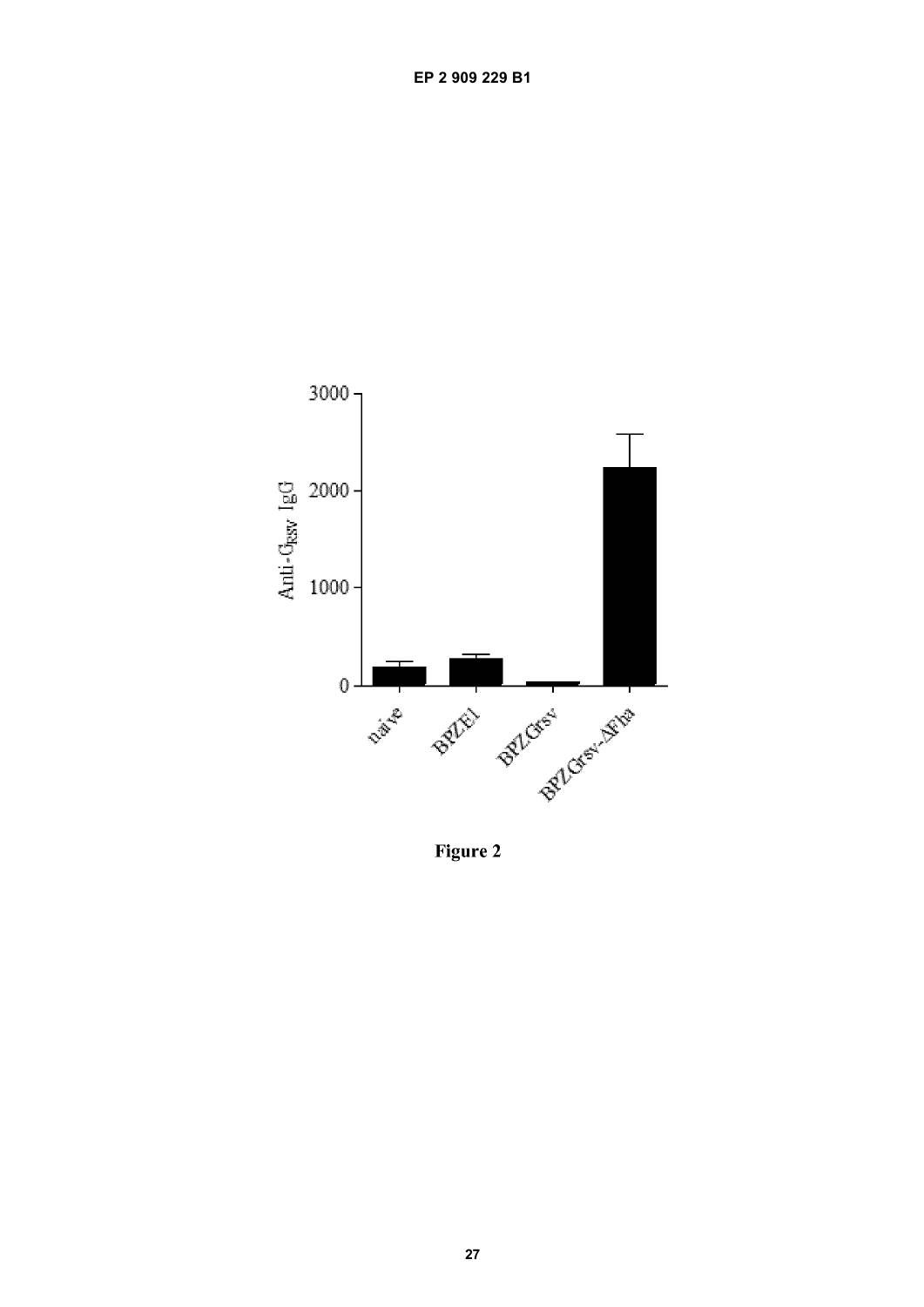Figure 2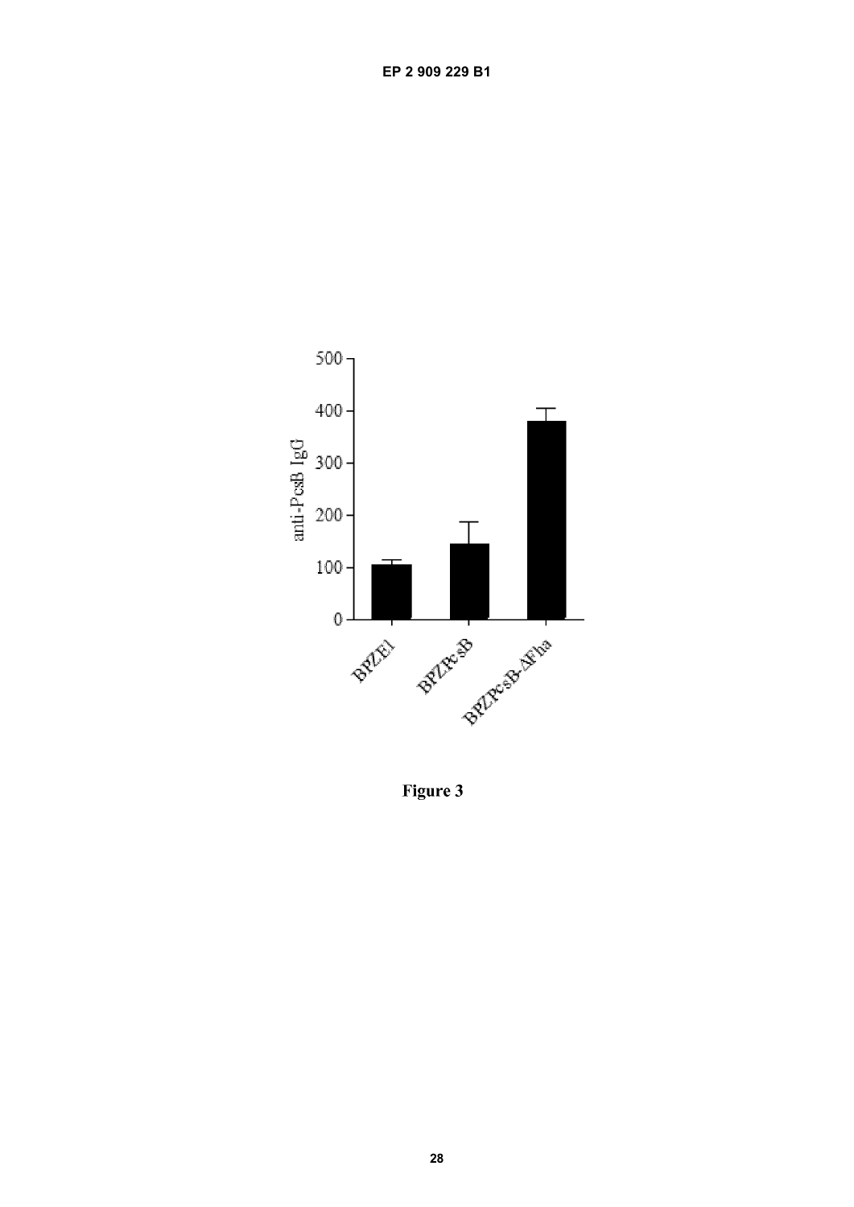Figure 3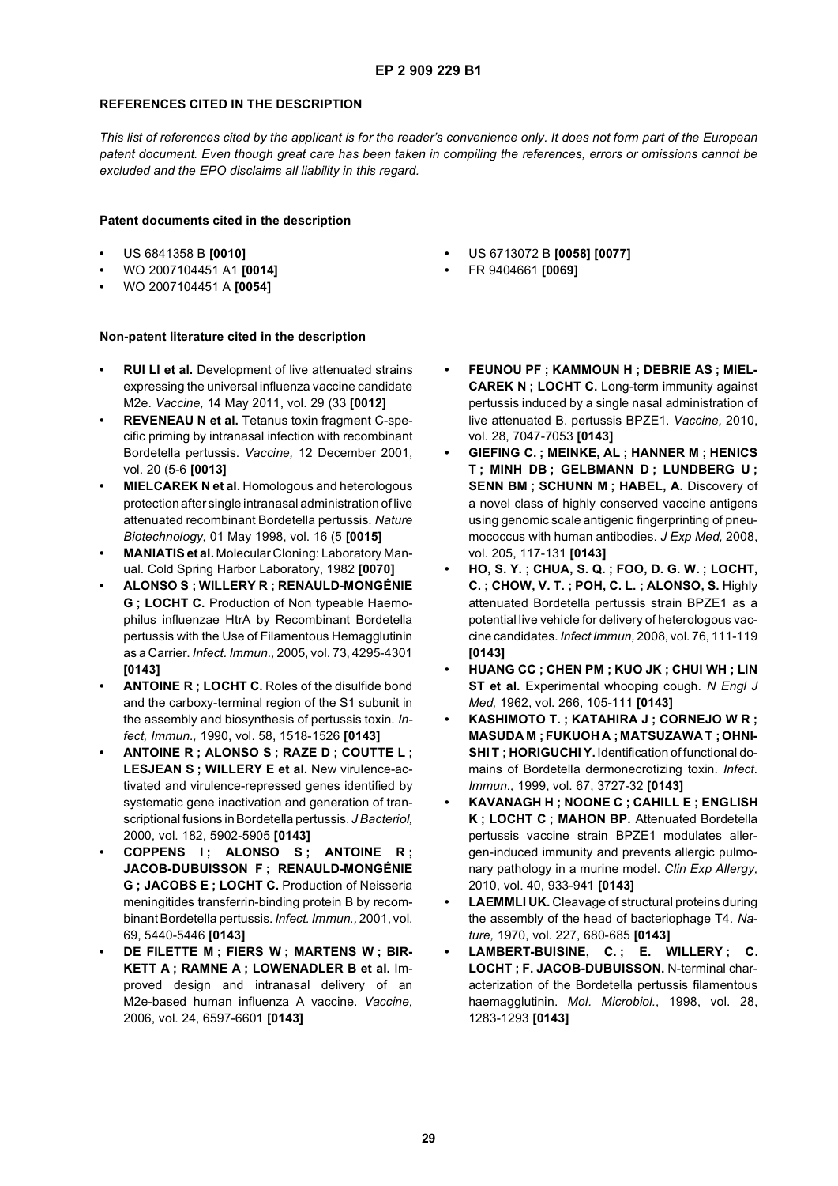## REFERENCES CITED IN THE DESCRIPTION

*This list of references cited by the applicant is for the reader's convenience only. It does not form part of the European patent document. Even though great care has been taken in compiling the references, errors or omissions cannot be excluded and the EPO disclaims all liability in this regard.*

### Patent documents cited in the description

- US 6841358 B **[0010]**
- WO 2007104451 A1 **[0014]**
- WO 2007104451 A **[0054]**
- US 6713072 B **[0058] [0077]**
- FR 9404661 **[0069]**

### Non-patent literature cited in the description

- **RUI LI et al.** Development of live attenuated strains expressing the universal influenza vaccine candidate M2e. *Vaccine,* 14 May 2011, vol. 29 (33 **[0012]**
- **REVENEAU N et al.** Tetanus toxin fragment C-specific priming by intranasal infection with recombinant Bordetella pertussis. *Vaccine,* 12 December 2001, vol. 20 (5-6 **[0013]**
- **MIELCAREK N et al.** Homologous and heterologous protection after single intranasal administration of live attenuated recombinant Bordetella pertussis. *Nature Biotechnology,* 01 May 1998, vol. 16 (5 **[0015]**
- **MANIATIS et al.** Molecular Cloning: Laboratory Manual. Cold Spring Harbor Laboratory, 1982 **[0070]**
- **ALONSO S ; WILLERY R ; RENAULD-MONGÉNIE G ; LOCHT C.** Production of Non typeable Haemophilus influenzae HtrA by Recombinant Bordetella pertussis with the Use of Filamentous Hemagglutinin as a Carrier. *Infect. Immun.,* 2005, vol. 73, 4295-4301 **[0143]**
- **ANTOINE R ; LOCHT C.** Roles of the disulfide bond and the carboxy-terminal region of the S1 subunit in the assembly and biosynthesis of pertussis toxin. *Infect, Immun.,* 1990, vol. 58, 1518-1526 **[0143]**
- **ANTOINE R ; ALONSO S ; RAZE D ; COUTTE L ; LESJEAN S ; WILLERY E et al.** New virulence-activated and virulence-repressed genes identified by systematic gene inactivation and generation of transcriptional fusions in Bordetella pertussis. *J Bacteriol,* 2000, vol. 182, 5902-5905 **[0143]**
- **COPPENS I ; ALONSO S ; ANTOINE R ; JACOB-DUBUISSON F ; RENAULD-MONGÉNIE G ; JACOBS E ; LOCHT C.** Production of Neisseria meningitides transferrin-binding protein B by recombinant Bordetella pertussis. *Infect. Immun.,* 2001, vol. 69, 5440-5446 **[0143]**
- **DE FILETTE M ; FIERS W ; MARTENS W ; BIRKETT A ; RAMNE A ; LOWENADLER B et al.** Improved design and intranasal delivery of an M2e-based human influenza A vaccine. *Vaccine,* 2006, vol. 24, 6597-6601 **[0143]**
- **FEUNOU PF ; KAMMOUN H ; DEBRIE AS ; MIELCAREK N ; LOCHT C.** Long-term immunity against pertussis induced by a single nasal administration of live attenuated B. pertussis BPZE1. *Vaccine,* 2010, vol. 28, 7047-7053 **[0143]**
- **GIEFING C. ; MEINKE, AL ; HANNER M ; HENICS T ; MINH DB ; GELBMANN D ; LUNDBERG U ; SENN BM ; SCHUNN M ; HABEL, A.** Discovery of a novel class of highly conserved vaccine antigens using genomic scale antigenic fingerprinting of pneumococcus with human antibodies. *J Exp Med,* 2008, vol. 205, 117-131 **[0143]**
- **HO, S. Y. ; CHUA, S. Q. ; FOO, D. G. W. ; LOCHT, C. ; CHOW, V. T. ; POH, C. L. ; ALONSO, S.** Highly attenuated Bordetella pertussis strain BPZE1 as a potential live vehicle for delivery of heterologous vaccine candidates. *Infect Immun,* 2008, vol. 76, 111-119 **[0143]**
- **HUANG CC ; CHEN PM ; KUO JK ; CHUI WH ; LIN ST et al.** Experimental whooping cough. *N Engl J Med,* 1962, vol. 266, 105-111 **[0143]**
- **KASHIMOTO T. ; KATAHIRA J ; CORNEJO W R ; MASUDA M ; FUKUOH A ; MATSUZAWA T ; OHNISHI T ; HORIGUCHI Y.** Identification of functional domains of Bordetella dermonecrotizing toxin. *Infect. Immun.,* 1999, vol. 67, 3727-32 **[0143]**
- **KAVANAGH H ; NOONE C ; CAHILL E ; ENGLISH K ; LOCHT C ; MAHON BP.** Attenuated Bordetella pertussis vaccine strain BPZE1 modulates allergen-induced immunity and prevents allergic pulmonary pathology in a murine model. *Clin Exp Allergy,* 2010, vol. 40, 933-941 **[0143]**
- **LAEMMLI UK.** Cleavage of structural proteins during the assembly of the head of bacteriophage T4. *Nature,* 1970, vol. 227, 680-685 **[0143]**
- **LAMBERT-BUISINE, C. ; E. WILLERY ; C. LOCHT ; F. JACOB-DUBUISSON.** N-terminal characterization of the Bordetella pertussis filamentous haemagglutinin. *Mol. Microbiol.,* 1998, vol. 28, 1283-1293 **[0143]**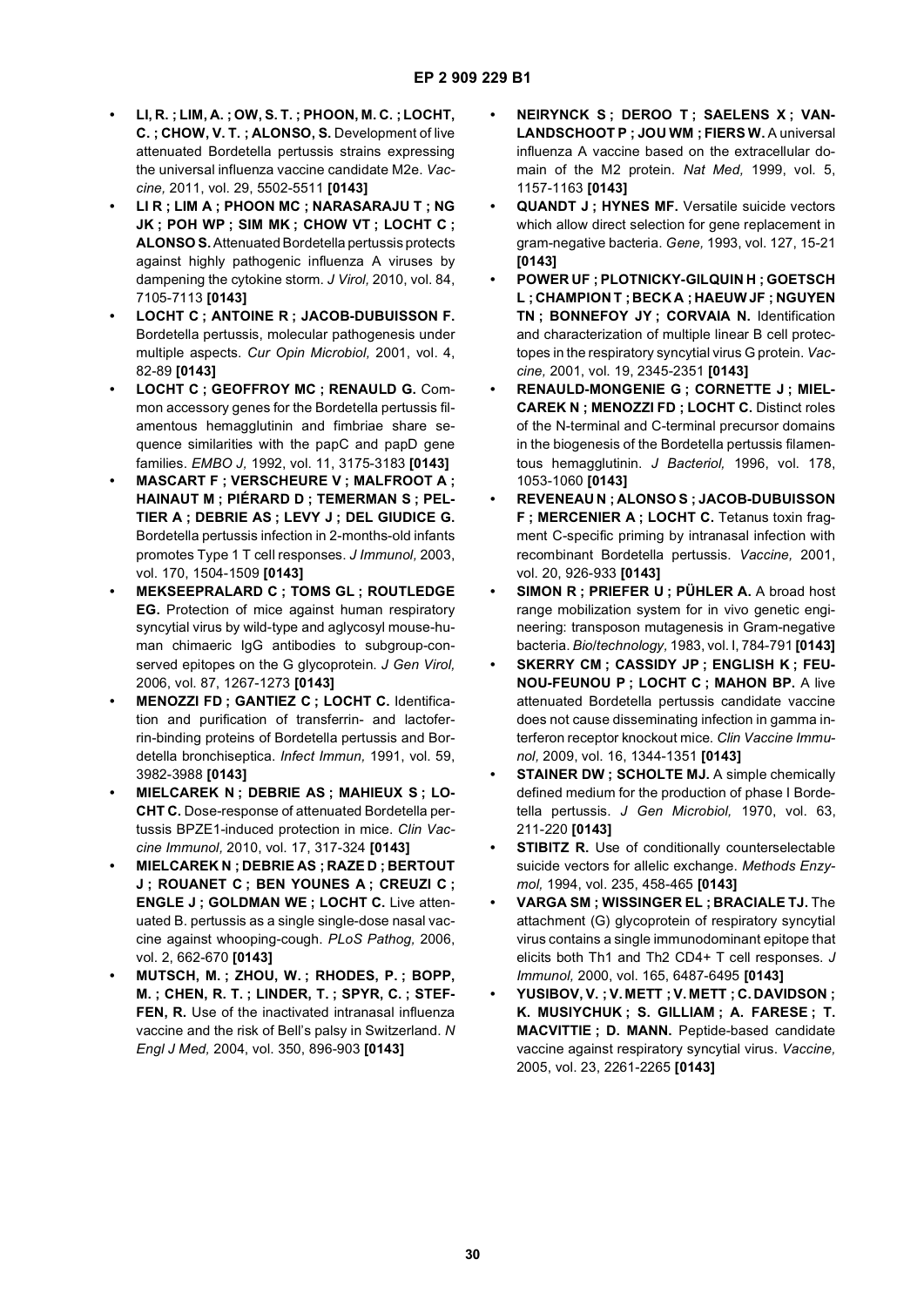- **LI, R. ; LIM, A. ; OW, S. T. ; PHOON, M. C. ; LOCHT, C. ; CHOW, V. T. ; ALONSO, S.** Development of live attenuated Bordetella pertussis strains expressing the universal influenza vaccine candidate M2e. *Vaccine,* 2011, vol. 29, 5502-5511 **[0143]**
- **LI R ; LIM A ; PHOON MC ; NARASARAJU T ; NG JK ; POH WP ; SIM MK ; CHOW VT ; LOCHT C ; ALONSO S.** Attenuated Bordetella pertussis protects against highly pathogenic influenza A viruses by dampening the cytokine storm. *J Virol,* 2010, vol. 84, 7105-7113 **[0143]**
- **LOCHT C ; ANTOINE R ; JACOB-DUBUISSON F.** Bordetella pertussis, molecular pathogenesis under multiple aspects. *Cur Opin Microbiol,* 2001, vol. 4, 82-89 **[0143]**
- **LOCHT C ; GEOFFROY MC ; RENAULD G.** Common accessory genes for the Bordetella pertussis filamentous hemagglutinin and fimbriae share sequence similarities with the papC and papD gene families. *EMBO J,* 1992, vol. 11, 3175-3183 **[0143]**
- **MASCART F ; VERSCHEURE V ; MALFROOT A ; HAINAUT M ; PIÉRARD D ; TEMERMAN S ; PELTIER A ; DEBRIE AS ; LEVY J ; DEL GIUDICE G.** Bordetella pertussis infection in 2-months-old infants promotes Type 1 T cell responses. *J Immunol,* 2003, vol. 170, 1504-1509 **[0143]**
- **MEKSEEPRALARD C ; TOMS GL ; ROUTLEDGE EG.** Protection of mice against human respiratory syncytial virus by wild-type and aglycosyl mouse-human chimaeric IgG antibodies to subgroup-conserved epitopes on the G glycoprotein. *J Gen Virol,* 2006, vol. 87, 1267-1273 **[0143]**
- **MENOZZI FD ; GANTIEZ C ; LOCHT C.** Identification and purification of transferrin- and lactoferrin-binding proteins of Bordetella pertussis and Bordetella bronchiseptica. *Infect Immun,* 1991, vol. 59, 3982-3988 **[0143]**
- **MIELCAREK N ; DEBRIE AS ; MAHIEUX S ; LOCHT C.** Dose-response of attenuated Bordetella pertussis BPZE1-induced protection in mice. *Clin Vaccine Immunol,* 2010, vol. 17, 317-324 **[0143]**
- **MIELCAREK N ; DEBRIE AS ; RAZE D ; BERTOUT J ; ROUANET C ; BEN YOUNES A ; CREUZI C ; ENGLE J ; GOLDMAN WE ; LOCHT C.** Live attenuated B. pertussis as a single single-dose nasal vaccine against whooping-cough. *PLoS Pathog,* 2006, vol. 2, 662-670 **[0143]**
- **MUTSCH, M. ; ZHOU, W. ; RHODES, P. ; BOPP, M. ; CHEN, R. T. ; LINDER, T. ; SPYR, C. ; STEFFEN, R.** Use of the inactivated intranasal influenza vaccine and the risk of Bell's palsy in Switzerland. *N Engl J Med,* 2004, vol. 350, 896-903 **[0143]**
- **NEIRYNCK S ; DEROO T ; SAELENS X ; VANLANDSCHOOT P ; JOU WM ; FIERS W.** A universal influenza A vaccine based on the extracellular domain of the M2 protein. *Nat Med,* 1999, vol. 5, 1157-1163 **[0143]**
- **QUANDT J ; HYNES MF.** Versatile suicide vectors which allow direct selection for gene replacement in gram-negative bacteria. *Gene,* 1993, vol. 127, 15-21 **[0143]**
- **POWER UF ; PLOTNICKY-GILQUIN H ; GOETSCH L ; CHAMPION T ; BECK A ; HAEUW JF ; NGUYEN TN ; BONNEFOY JY ; CORVAIA N.** Identification and characterization of multiple linear B cell protectopes in the respiratory syncytial virus G protein. *Vaccine,* 2001, vol. 19, 2345-2351 **[0143]**
- **RENAULD-MONGENIE G ; CORNETTE J ; MIELCAREK N ; MENOZZI FD ; LOCHT C.** Distinct roles of the N-terminal and C-terminal precursor domains in the biogenesis of the Bordetella pertussis filamentous hemagglutinin. *J Bacteriol,* 1996, vol. 178, 1053-1060 **[0143]**
- **REVENEAU N ; ALONSO S ; JACOB-DUBUISSON F ; MERCENIER A ; LOCHT C.** Tetanus toxin fragment C-specific priming by intranasal infection with recombinant Bordetella pertussis. *Vaccine,* 2001, vol. 20, 926-933 **[0143]**
- **SIMON R ; PRIEFER U ; PÜHLER A.** A broad host range mobilization system for in vivo genetic engineering: transposon mutagenesis in Gram-negative bacteria. *Bio/technology,* 1983, vol. I, 784-791 **[0143]**
- **SKERRY CM ; CASSIDY JP ; ENGLISH K ; FEUNOU-FEUNOU P ; LOCHT C ; MAHON BP.** A live attenuated Bordetella pertussis candidate vaccine does not cause disseminating infection in gamma interferon receptor knockout mice. *Clin Vaccine Immunol,* 2009, vol. 16, 1344-1351 **[0143]**
- **STAINER DW ; SCHOLTE MJ.** A simple chemically defined medium for the production of phase I Bordetella pertussis. *J Gen Microbiol,* 1970, vol. 63, 211-220 **[0143]**
- **STIBITZ R.** Use of conditionally counterselectable suicide vectors for allelic exchange. *Methods Enzymol,* 1994, vol. 235, 458-465 **[0143]**
- **VARGA SM ; WISSINGER EL ; BRACIALE TJ.** The attachment (G) glycoprotein of respiratory syncytial virus contains a single immunodominant epitope that elicits both Th1 and Th2 CD4+ T cell responses. *J Immunol,* 2000, vol. 165, 6487-6495 **[0143]**
- **YUSIBOV, V. ; V. METT ; V. METT ; C. DAVIDSON ; K. MUSIYCHUK ; S. GILLIAM ; A. FARESE ; T. MACVITTIE ; D. MANN.** Peptide-based candidate vaccine against respiratory syncytial virus. *Vaccine,* 2005, vol. 23, 2261-2265 **[0143]**